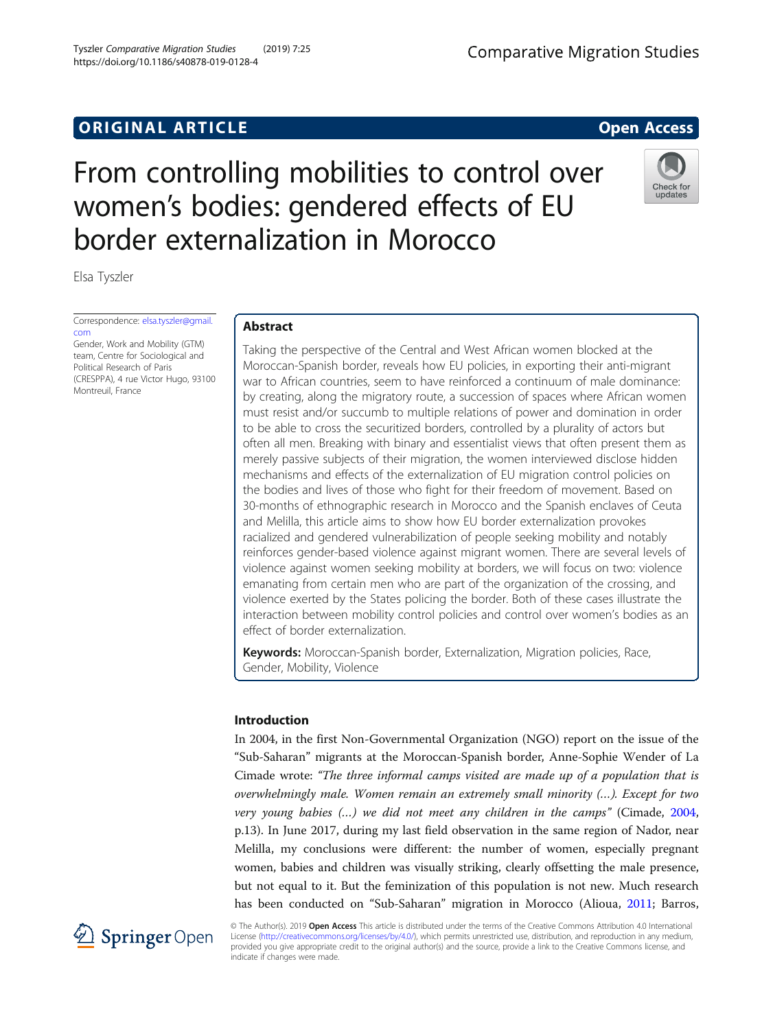ORIGINAL ARTICLE

Open Access

# From controlling mobilities to control over women's bodies: gendered effects of EU border externalization in Morocco

Elsa Tyszler

Correspondence: elsa.tyszler@gmail.com
Gender, Work and Mobility (GTM) team, Centre for Sociological and Political Research of Paris (CRESPPA), 4 rue Victor Hugo, 93100 Montreuil, France

## Abstract

Taking the perspective of the Central and West African women blocked at the Moroccan-Spanish border, reveals how EU policies, in exporting their anti-migrant war to African countries, seem to have reinforced a continuum of male dominance: by creating, along the migratory route, a succession of spaces where African women must resist and/or succumb to multiple relations of power and domination in order to be able to cross the securitized borders, controlled by a plurality of actors but often all men. Breaking with binary and essentialist views that often present them as merely passive subjects of their migration, the women interviewed disclose hidden mechanisms and effects of the externalization of EU migration control policies on the bodies and lives of those who fight for their freedom of movement. Based on 30-months of ethnographic research in Morocco and the Spanish enclaves of Ceuta and Melilla, this article aims to show how EU border externalization provokes racialized and gendered vulnerabilization of people seeking mobility and notably reinforces gender-based violence against migrant women. There are several levels of violence against women seeking mobility at borders, we will focus on two: violence emanating from certain men who are part of the organization of the crossing, and violence exerted by the States policing the border. Both of these cases illustrate the interaction between mobility control policies and control over women's bodies as an effect of border externalization.

**Keywords:** Moroccan-Spanish border, Externalization, Migration policies, Race, Gender, Mobility, Violence

## Introduction

In 2004, in the first Non-Governmental Organization (NGO) report on the issue of the "Sub-Saharan" migrants at the Moroccan-Spanish border, Anne-Sophie Wender of La Cimade wrote: *"The three informal camps visited are made up of a population that is overwhelmingly male. Women remain an extremely small minority (...). Except for two very young babies (...) we did not meet any children in the camps"* (Cimade, 2004, p.13). In June 2017, during my last field observation in the same region of Nador, near Melilla, my conclusions were different: the number of women, especially pregnant women, babies and children was visually striking, clearly offsetting the male presence, but not equal to it. But the feminization of this population is not new. Much research has been conducted on "Sub-Saharan" migration in Morocco (Alioua, 2011; Barros,

© The Author(s). 2019 **Open Access** This article is distributed under the terms of the Creative Commons Attribution 4.0 International License (http://creativecommons.org/licenses/by/4.0/), which permits unrestricted use, distribution, and reproduction in any medium, provided you give appropriate credit to the original author(s) and the source, provide a link to the Creative Commons license, and indicate if changes were made.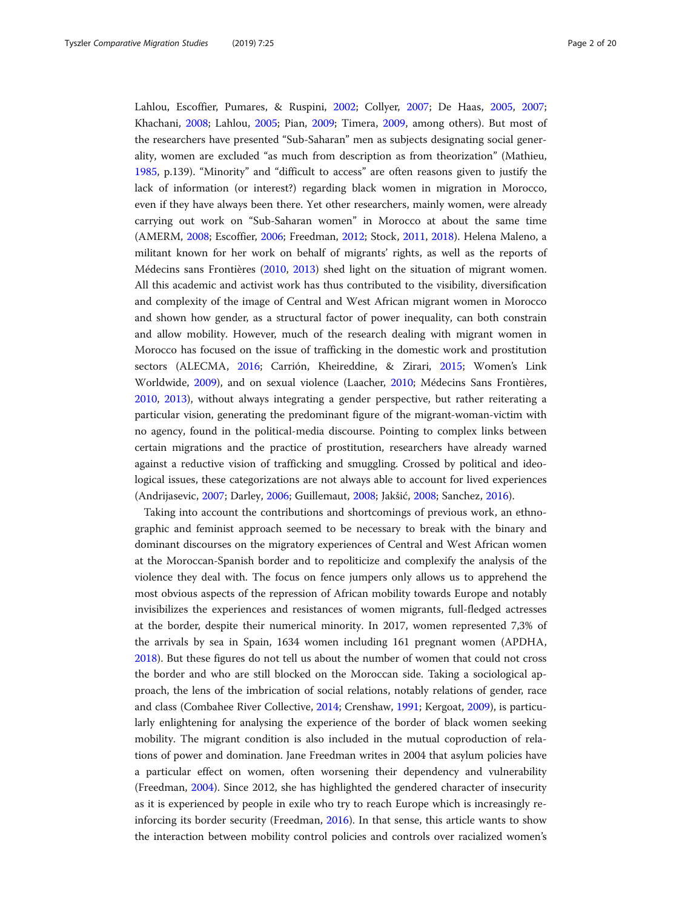Lahlou, Escoffier, Pumares, & Ruspini, 2002; Collyer, 2007; De Haas, 2005, 2007; Khachani, 2008; Lahlou, 2005; Pian, 2009; Timera, 2009, among others). But most of the researchers have presented "Sub-Saharan" men as subjects designating social generality, women are excluded "as much from description as from theorization" (Mathieu, 1985, p.139). "Minority" and "difficult to access" are often reasons given to justify the lack of information (or interest?) regarding black women in migration in Morocco, even if they have always been there. Yet other researchers, mainly women, were already carrying out work on "Sub-Saharan women" in Morocco at about the same time (AMERM, 2008; Escoffier, 2006; Freedman, 2012; Stock, 2011, 2018). Helena Maleno, a militant known for her work on behalf of migrants' rights, as well as the reports of Médecins sans Frontières (2010, 2013) shed light on the situation of migrant women. All this academic and activist work has thus contributed to the visibility, diversification and complexity of the image of Central and West African migrant women in Morocco and shown how gender, as a structural factor of power inequality, can both constrain and allow mobility. However, much of the research dealing with migrant women in Morocco has focused on the issue of trafficking in the domestic work and prostitution sectors (ALECMA, 2016; Carrión, Kheireddine, & Zirari, 2015; Women's Link Worldwide, 2009), and on sexual violence (Laacher, 2010; Médecins Sans Frontières, 2010, 2013), without always integrating a gender perspective, but rather reiterating a particular vision, generating the predominant figure of the migrant-woman-victim with no agency, found in the political-media discourse. Pointing to complex links between certain migrations and the practice of prostitution, researchers have already warned against a reductive vision of trafficking and smuggling. Crossed by political and ideological issues, these categorizations are not always able to account for lived experiences (Andrijasevic, 2007; Darley, 2006; Guillemaut, 2008; Jakšić, 2008; Sanchez, 2016).

Taking into account the contributions and shortcomings of previous work, an ethnographic and feminist approach seemed to be necessary to break with the binary and dominant discourses on the migratory experiences of Central and West African women at the Moroccan-Spanish border and to repoliticize and complexify the analysis of the violence they deal with. The focus on fence jumpers only allows us to apprehend the most obvious aspects of the repression of African mobility towards Europe and notably invisibilizes the experiences and resistances of women migrants, full-fledged actresses at the border, despite their numerical minority. In 2017, women represented 7,3% of the arrivals by sea in Spain, 1634 women including 161 pregnant women (APDHA, 2018). But these figures do not tell us about the number of women that could not cross the border and who are still blocked on the Moroccan side. Taking a sociological approach, the lens of the imbrication of social relations, notably relations of gender, race and class (Combahee River Collective, 2014; Crenshaw, 1991; Kergoat, 2009), is particularly enlightening for analysing the experience of the border of black women seeking mobility. The migrant condition is also included in the mutual coproduction of relations of power and domination. Jane Freedman writes in 2004 that asylum policies have a particular effect on women, often worsening their dependency and vulnerability (Freedman, 2004). Since 2012, she has highlighted the gendered character of insecurity as it is experienced by people in exile who try to reach Europe which is increasingly reinforcing its border security (Freedman, 2016). In that sense, this article wants to show the interaction between mobility control policies and controls over racialized women's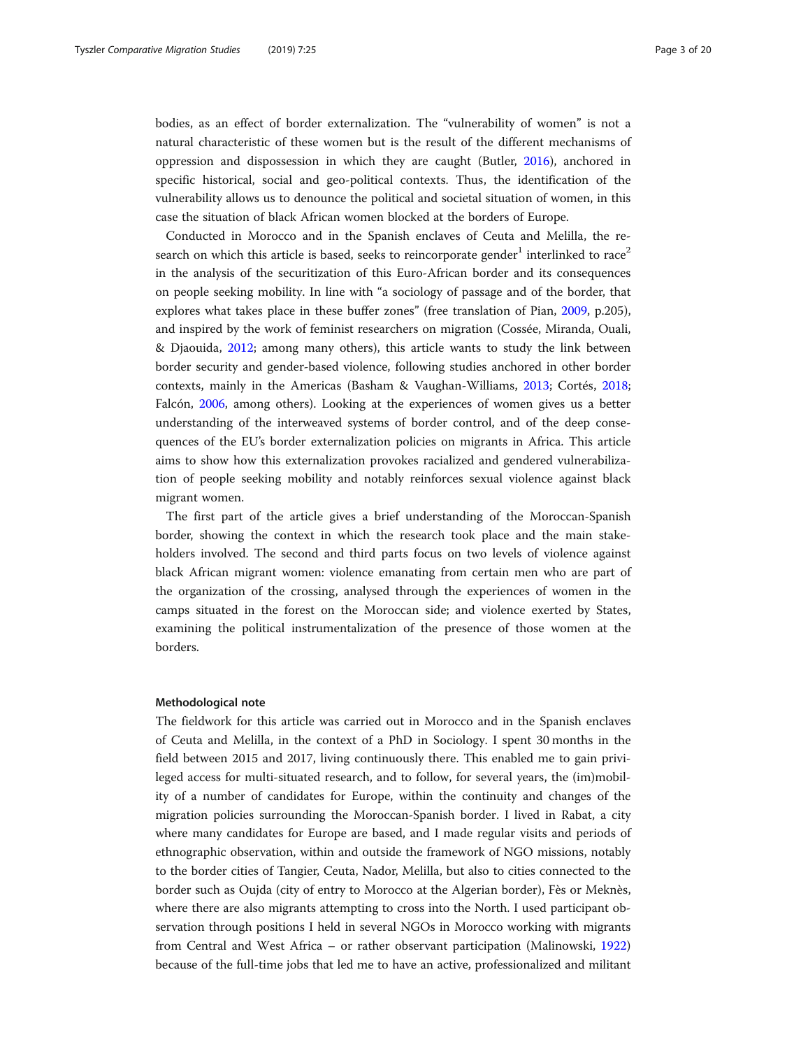bodies, as an effect of border externalization. The "vulnerability of women" is not a natural characteristic of these women but is the result of the different mechanisms of oppression and dispossession in which they are caught (Butler, 2016), anchored in specific historical, social and geo-political contexts. Thus, the identification of the vulnerability allows us to denounce the political and societal situation of women, in this case the situation of black African women blocked at the borders of Europe.

Conducted in Morocco and in the Spanish enclaves of Ceuta and Melilla, the research on which this article is based, seeks to reincorporate gender[1] interlinked to race[2] in the analysis of the securitization of this Euro-African border and its consequences on people seeking mobility. In line with "a sociology of passage and of the border, that explores what takes place in these buffer zones" (free translation of Pian, 2009, p.205), and inspired by the work of feminist researchers on migration (Cossée, Miranda, Ouali, & Djaouida, 2012; among many others), this article wants to study the link between border security and gender-based violence, following studies anchored in other border contexts, mainly in the Americas (Basham & Vaughan-Williams, 2013; Cortés, 2018; Falcón, 2006, among others). Looking at the experiences of women gives us a better understanding of the interweaved systems of border control, and of the deep consequences of the EU's border externalization policies on migrants in Africa. This article aims to show how this externalization provokes racialized and gendered vulnerabilization of people seeking mobility and notably reinforces sexual violence against black migrant women.

The first part of the article gives a brief understanding of the Moroccan-Spanish border, showing the context in which the research took place and the main stakeholders involved. The second and third parts focus on two levels of violence against black African migrant women: violence emanating from certain men who are part of the organization of the crossing, analysed through the experiences of women in the camps situated in the forest on the Moroccan side; and violence exerted by States, examining the political instrumentalization of the presence of those women at the borders.

#### Methodological note

The fieldwork for this article was carried out in Morocco and in the Spanish enclaves of Ceuta and Melilla, in the context of a PhD in Sociology. I spent 30 months in the field between 2015 and 2017, living continuously there. This enabled me to gain privileged access for multi-situated research, and to follow, for several years, the (im)mobility of a number of candidates for Europe, within the continuity and changes of the migration policies surrounding the Moroccan-Spanish border. I lived in Rabat, a city where many candidates for Europe are based, and I made regular visits and periods of ethnographic observation, within and outside the framework of NGO missions, notably to the border cities of Tangier, Ceuta, Nador, Melilla, but also to cities connected to the border such as Oujda (city of entry to Morocco at the Algerian border), Fès or Meknès, where there are also migrants attempting to cross into the North. I used participant observation through positions I held in several NGOs in Morocco working with migrants from Central and West Africa – or rather observant participation (Malinowski, 1922) because of the full-time jobs that led me to have an active, professionalized and militant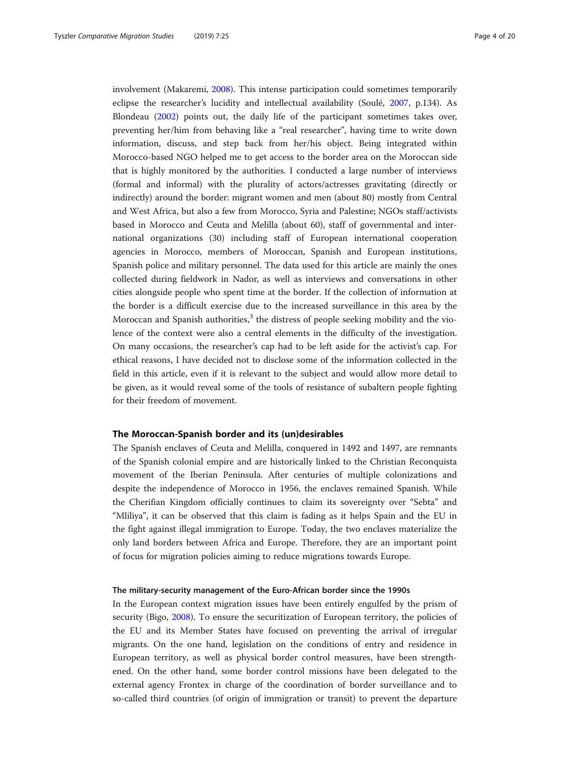involvement (Makaremi, 2008). This intense participation could sometimes temporarily eclipse the researcher's lucidity and intellectual availability (Soulé, 2007, p.134). As Blondeau (2002) points out, the daily life of the participant sometimes takes over, preventing her/him from behaving like a "real researcher", having time to write down information, discuss, and step back from her/his object. Being integrated within Morocco-based NGO helped me to get access to the border area on the Moroccan side that is highly monitored by the authorities. I conducted a large number of interviews (formal and informal) with the plurality of actors/actresses gravitating (directly or indirectly) around the border: migrant women and men (about 80) mostly from Central and West Africa, but also a few from Morocco, Syria and Palestine; NGOs staff/activists based in Morocco and Ceuta and Melilla (about 60), staff of governmental and international organizations (30) including staff of European international cooperation agencies in Morocco, members of Moroccan, Spanish and European institutions, Spanish police and military personnel. The data used for this article are mainly the ones collected during fieldwork in Nador, as well as interviews and conversations in other cities alongside people who spent time at the border. If the collection of information at the border is a difficult exercise due to the increased surveillance in this area by the Moroccan and Spanish authorities,[3] the distress of people seeking mobility and the violence of the context were also a central elements in the difficulty of the investigation. On many occasions, the researcher's cap had to be left aside for the activist's cap. For ethical reasons, I have decided not to disclose some of the information collected in the field in this article, even if it is relevant to the subject and would allow more detail to be given, as it would reveal some of the tools of resistance of subaltern people fighting for their freedom of movement.

## The Moroccan-Spanish border and its (un)desirables

The Spanish enclaves of Ceuta and Melilla, conquered in 1492 and 1497, are remnants of the Spanish colonial empire and are historically linked to the Christian Reconquista movement of the Iberian Peninsula. After centuries of multiple colonizations and despite the independence of Morocco in 1956, the enclaves remained Spanish. While the Cherifian Kingdom officially continues to claim its sovereignty over "Sebta" and "Mliliya", it can be observed that this claim is fading as it helps Spain and the EU in the fight against illegal immigration to Europe. Today, the two enclaves materialize the only land borders between Africa and Europe. Therefore, they are an important point of focus for migration policies aiming to reduce migrations towards Europe.

### The military-security management of the Euro-African border since the 1990s

In the European context migration issues have been entirely engulfed by the prism of security (Bigo, 2008). To ensure the securitization of European territory, the policies of the EU and its Member States have focused on preventing the arrival of irregular migrants. On the one hand, legislation on the conditions of entry and residence in European territory, as well as physical border control measures, have been strengthened. On the other hand, some border control missions have been delegated to the external agency Frontex in charge of the coordination of border surveillance and to so-called third countries (of origin of immigration or transit) to prevent the departure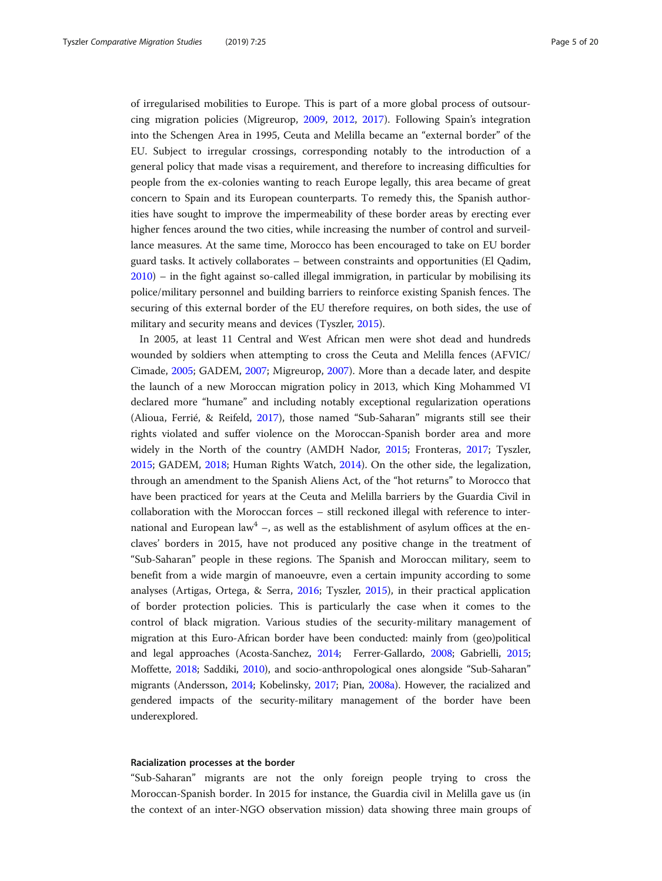of irregularised mobilities to Europe. This is part of a more global process of outsourcing migration policies (Migreurop, 2009, 2012, 2017). Following Spain's integration into the Schengen Area in 1995, Ceuta and Melilla became an "external border" of the EU. Subject to irregular crossings, corresponding notably to the introduction of a general policy that made visas a requirement, and therefore to increasing difficulties for people from the ex-colonies wanting to reach Europe legally, this area became of great concern to Spain and its European counterparts. To remedy this, the Spanish authorities have sought to improve the impermeability of these border areas by erecting ever higher fences around the two cities, while increasing the number of control and surveillance measures. At the same time, Morocco has been encouraged to take on EU border guard tasks. It actively collaborates – between constraints and opportunities (El Qadim, 2010) – in the fight against so-called illegal immigration, in particular by mobilising its police/military personnel and building barriers to reinforce existing Spanish fences. The securing of this external border of the EU therefore requires, on both sides, the use of military and security means and devices (Tyszler, 2015).

In 2005, at least 11 Central and West African men were shot dead and hundreds wounded by soldiers when attempting to cross the Ceuta and Melilla fences (AFVIC/Cimade, 2005; GADEM, 2007; Migreurop, 2007). More than a decade later, and despite the launch of a new Moroccan migration policy in 2013, which King Mohammed VI declared more "humane" and including notably exceptional regularization operations (Alioua, Ferrié, & Reifeld, 2017), those named "Sub-Saharan" migrants still see their rights violated and suffer violence on the Moroccan-Spanish border area and more widely in the North of the country (AMDH Nador, 2015; Fronteras, 2017; Tyszler, 2015; GADEM, 2018; Human Rights Watch, 2014). On the other side, the legalization, through an amendment to the Spanish Aliens Act, of the "hot returns" to Morocco that have been practiced for years at the Ceuta and Melilla barriers by the Guardia Civil in collaboration with the Moroccan forces – still reckoned illegal with reference to international and European law[4] –, as well as the establishment of asylum offices at the enclaves' borders in 2015, have not produced any positive change in the treatment of "Sub-Saharan" people in these regions. The Spanish and Moroccan military, seem to benefit from a wide margin of manoeuvre, even a certain impunity according to some analyses (Artigas, Ortega, & Serra, 2016; Tyszler, 2015), in their practical application of border protection policies. This is particularly the case when it comes to the control of black migration. Various studies of the security-military management of migration at this Euro-African border have been conducted: mainly from (geo)political and legal approaches (Acosta-Sanchez, 2014; Ferrer-Gallardo, 2008; Gabrielli, 2015; Moffette, 2018; Saddiki, 2010), and socio-anthropological ones alongside "Sub-Saharan" migrants (Andersson, 2014; Kobelinsky, 2017; Pian, 2008a). However, the racialized and gendered impacts of the security-military management of the border have been underexplored.

### Racialization processes at the border

"Sub-Saharan" migrants are not the only foreign people trying to cross the Moroccan-Spanish border. In 2015 for instance, the Guardia civil in Melilla gave us (in the context of an inter-NGO observation mission) data showing three main groups of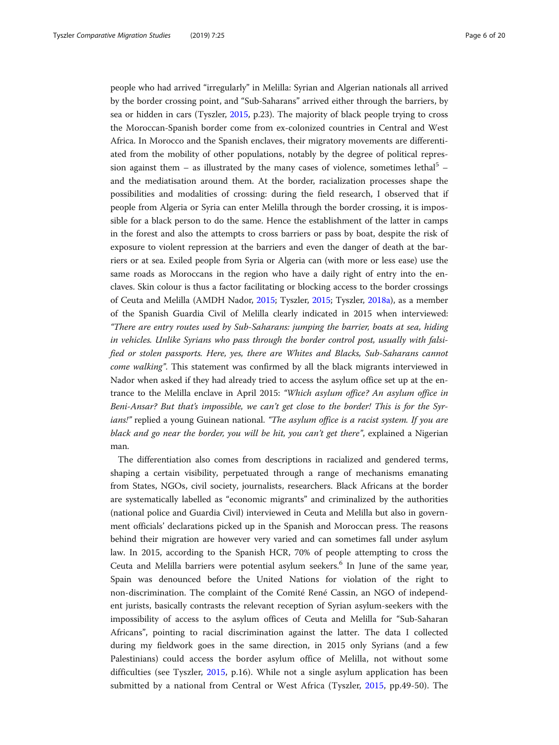people who had arrived "irregularly" in Melilla: Syrian and Algerian nationals all arrived by the border crossing point, and "Sub-Saharans" arrived either through the barriers, by sea or hidden in cars (Tyszler, 2015, p.23). The majority of black people trying to cross the Moroccan-Spanish border come from ex-colonized countries in Central and West Africa. In Morocco and the Spanish enclaves, their migratory movements are differentiated from the mobility of other populations, notably by the degree of political repression against them – as illustrated by the many cases of violence, sometimes lethal[5] – and the mediatisation around them. At the border, racialization processes shape the possibilities and modalities of crossing: during the field research, I observed that if people from Algeria or Syria can enter Melilla through the border crossing, it is impossible for a black person to do the same. Hence the establishment of the latter in camps in the forest and also the attempts to cross barriers or pass by boat, despite the risk of exposure to violent repression at the barriers and even the danger of death at the barriers or at sea. Exiled people from Syria or Algeria can (with more or less ease) use the same roads as Moroccans in the region who have a daily right of entry into the enclaves. Skin colour is thus a factor facilitating or blocking access to the border crossings of Ceuta and Melilla (AMDH Nador, 2015; Tyszler, 2015; Tyszler, 2018a), as a member of the Spanish Guardia Civil of Melilla clearly indicated in 2015 when interviewed: *"There are entry routes used by Sub-Saharans: jumping the barrier, boats at sea, hiding in vehicles. Unlike Syrians who pass through the border control post, usually with falsified or stolen passports. Here, yes, there are Whites and Blacks, Sub-Saharans cannot come walking"*. This statement was confirmed by all the black migrants interviewed in Nador when asked if they had already tried to access the asylum office set up at the entrance to the Melilla enclave in April 2015: *"Which asylum office? An asylum office in Beni-Ansar? But that's impossible, we can't get close to the border! This is for the Syrians!"* replied a young Guinean national. *"The asylum office is a racist system. If you are black and go near the border, you will be hit, you can't get there"*, explained a Nigerian man.

The differentiation also comes from descriptions in racialized and gendered terms, shaping a certain visibility, perpetuated through a range of mechanisms emanating from States, NGOs, civil society, journalists, researchers. Black Africans at the border are systematically labelled as "economic migrants" and criminalized by the authorities (national police and Guardia Civil) interviewed in Ceuta and Melilla but also in government officials' declarations picked up in the Spanish and Moroccan press. The reasons behind their migration are however very varied and can sometimes fall under asylum law. In 2015, according to the Spanish HCR, 70% of people attempting to cross the Ceuta and Melilla barriers were potential asylum seekers.[6] In June of the same year, Spain was denounced before the United Nations for violation of the right to non-discrimination. The complaint of the Comité René Cassin, an NGO of independent jurists, basically contrasts the relevant reception of Syrian asylum-seekers with the impossibility of access to the asylum offices of Ceuta and Melilla for "Sub-Saharan Africans", pointing to racial discrimination against the latter. The data I collected during my fieldwork goes in the same direction, in 2015 only Syrians (and a few Palestinians) could access the border asylum office of Melilla, not without some difficulties (see Tyszler, 2015, p.16). While not a single asylum application has been submitted by a national from Central or West Africa (Tyszler, 2015, pp.49-50). The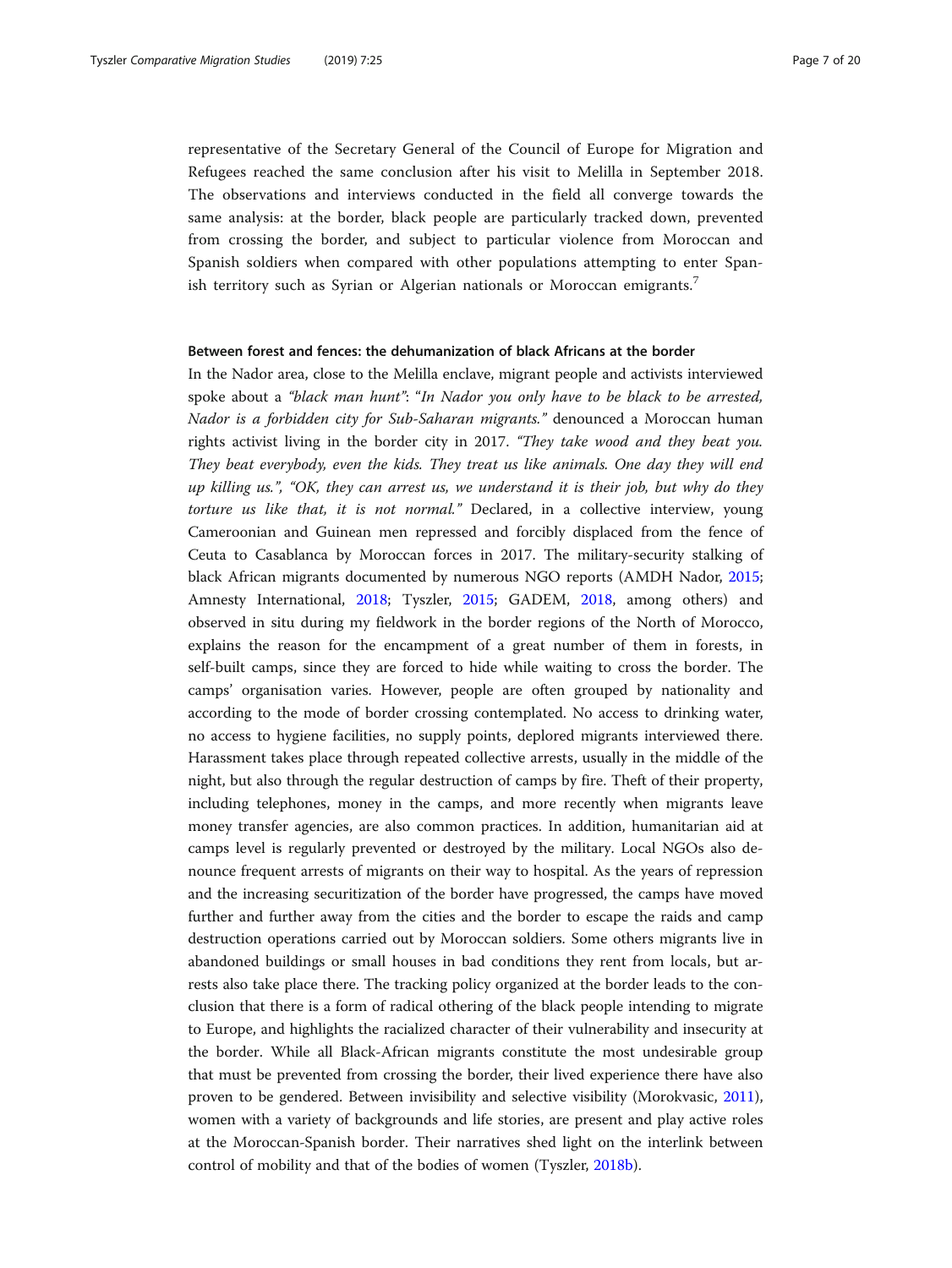representative of the Secretary General of the Council of Europe for Migration and Refugees reached the same conclusion after his visit to Melilla in September 2018. The observations and interviews conducted in the field all converge towards the same analysis: at the border, black people are particularly tracked down, prevented from crossing the border, and subject to particular violence from Moroccan and Spanish soldiers when compared with other populations attempting to enter Spanish territory such as Syrian or Algerian nationals or Moroccan emigrants.[7]

### Between forest and fences: the dehumanization of black Africans at the border

In the Nador area, close to the Melilla enclave, migrant people and activists interviewed spoke about a *"black man hunt"*: "*In Nador you only have to be black to be arrested, Nador is a forbidden city for Sub-Saharan migrants.*" denounced a Moroccan human rights activist living in the border city in 2017. *"They take wood and they beat you. They beat everybody, even the kids. They treat us like animals. One day they will end up killing us.", "OK, they can arrest us, we understand it is their job, but why do they torture us like that, it is not normal."* Declared, in a collective interview, young Cameroonian and Guinean men repressed and forcibly displaced from the fence of Ceuta to Casablanca by Moroccan forces in 2017. The military-security stalking of black African migrants documented by numerous NGO reports (AMDH Nador, 2015; Amnesty International, 2018; Tyszler, 2015; GADEM, 2018, among others) and observed in situ during my fieldwork in the border regions of the North of Morocco, explains the reason for the encampment of a great number of them in forests, in self-built camps, since they are forced to hide while waiting to cross the border. The camps' organisation varies. However, people are often grouped by nationality and according to the mode of border crossing contemplated. No access to drinking water, no access to hygiene facilities, no supply points, deplored migrants interviewed there. Harassment takes place through repeated collective arrests, usually in the middle of the night, but also through the regular destruction of camps by fire. Theft of their property, including telephones, money in the camps, and more recently when migrants leave money transfer agencies, are also common practices. In addition, humanitarian aid at camps level is regularly prevented or destroyed by the military. Local NGOs also denounce frequent arrests of migrants on their way to hospital. As the years of repression and the increasing securitization of the border have progressed, the camps have moved further and further away from the cities and the border to escape the raids and camp destruction operations carried out by Moroccan soldiers. Some others migrants live in abandoned buildings or small houses in bad conditions they rent from locals, but arrests also take place there. The tracking policy organized at the border leads to the conclusion that there is a form of radical othering of the black people intending to migrate to Europe, and highlights the racialized character of their vulnerability and insecurity at the border. While all Black-African migrants constitute the most undesirable group that must be prevented from crossing the border, their lived experience there have also proven to be gendered. Between invisibility and selective visibility (Morokvasic, 2011), women with a variety of backgrounds and life stories, are present and play active roles at the Moroccan-Spanish border. Their narratives shed light on the interlink between control of mobility and that of the bodies of women (Tyszler, 2018b).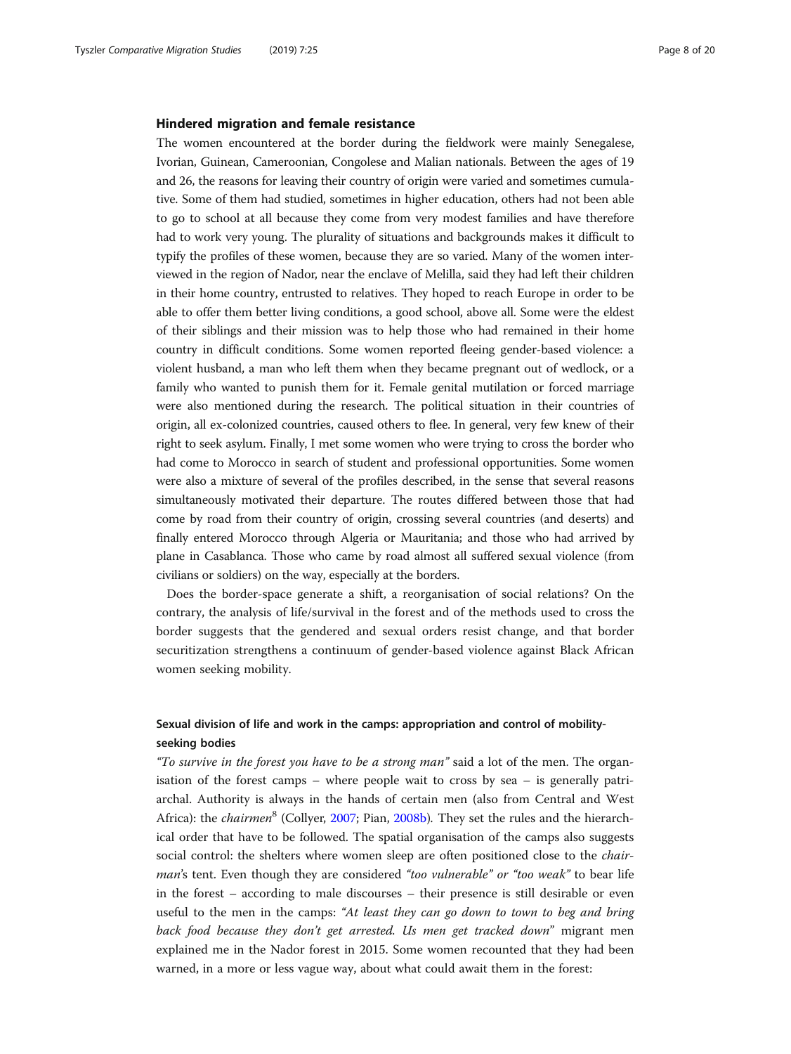### Hindered migration and female resistance

The women encountered at the border during the fieldwork were mainly Senegalese, Ivorian, Guinean, Cameroonian, Congolese and Malian nationals. Between the ages of 19 and 26, the reasons for leaving their country of origin were varied and sometimes cumulative. Some of them had studied, sometimes in higher education, others had not been able to go to school at all because they come from very modest families and have therefore had to work very young. The plurality of situations and backgrounds makes it difficult to typify the profiles of these women, because they are so varied. Many of the women interviewed in the region of Nador, near the enclave of Melilla, said they had left their children in their home country, entrusted to relatives. They hoped to reach Europe in order to be able to offer them better living conditions, a good school, above all. Some were the eldest of their siblings and their mission was to help those who had remained in their home country in difficult conditions. Some women reported fleeing gender-based violence: a violent husband, a man who left them when they became pregnant out of wedlock, or a family who wanted to punish them for it. Female genital mutilation or forced marriage were also mentioned during the research. The political situation in their countries of origin, all ex-colonized countries, caused others to flee. In general, very few knew of their right to seek asylum. Finally, I met some women who were trying to cross the border who had come to Morocco in search of student and professional opportunities. Some women were also a mixture of several of the profiles described, in the sense that several reasons simultaneously motivated their departure. The routes differed between those that had come by road from their country of origin, crossing several countries (and deserts) and finally entered Morocco through Algeria or Mauritania; and those who had arrived by plane in Casablanca. Those who came by road almost all suffered sexual violence (from civilians or soldiers) on the way, especially at the borders.

Does the border-space generate a shift, a reorganisation of social relations? On the contrary, the analysis of life/survival in the forest and of the methods used to cross the border suggests that the gendered and sexual orders resist change, and that border securitization strengthens a continuum of gender-based violence against Black African women seeking mobility.

#### Sexual division of life and work in the camps: appropriation and control of mobility-seeking bodies

*"To survive in the forest you have to be a strong man"* said a lot of the men. The organisation of the forest camps – where people wait to cross by sea – is generally patriarchal. Authority is always in the hands of certain men (also from Central and West Africa): the *chairmen*[8] (Collyer, 2007; Pian, 2008b). They set the rules and the hierarchical order that have to be followed. The spatial organisation of the camps also suggests social control: the shelters where women sleep are often positioned close to the *chairman*'s tent. Even though they are considered *"too vulnerable" or "too weak"* to bear life in the forest – according to male discourses – their presence is still desirable or even useful to the men in the camps: *"At least they can go down to town to beg and bring back food because they don't get arrested. Us men get tracked down"* migrant men explained me in the Nador forest in 2015. Some women recounted that they had been warned, in a more or less vague way, about what could await them in the forest: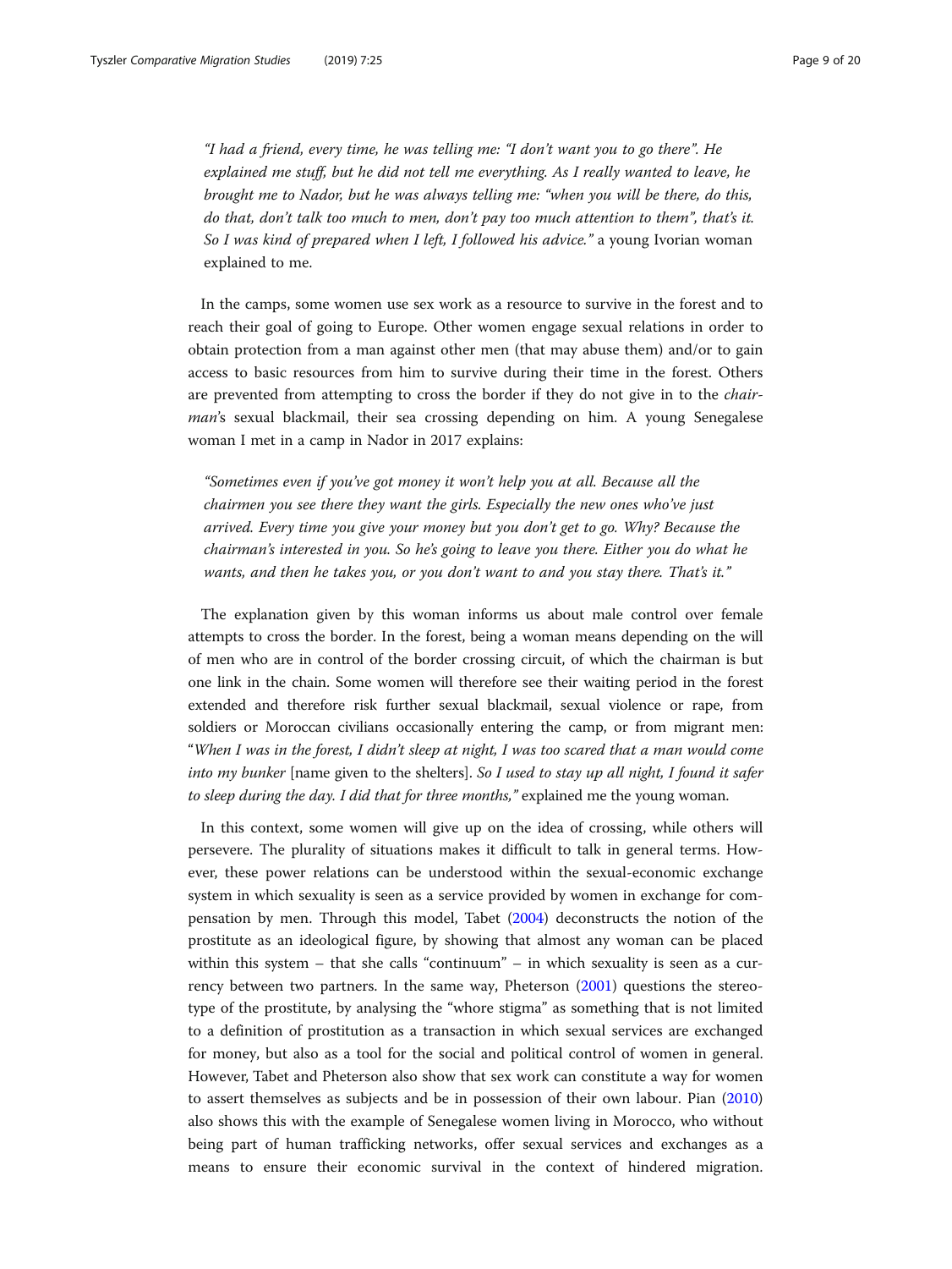*"I had a friend, every time, he was telling me: "I don't want you to go there". He explained me stuff, but he did not tell me everything. As I really wanted to leave, he brought me to Nador, but he was always telling me: "when you will be there, do this, do that, don't talk too much to men, don't pay too much attention to them", that's it. So I was kind of prepared when I left, I followed his advice."* a young Ivorian woman explained to me.

In the camps, some women use sex work as a resource to survive in the forest and to reach their goal of going to Europe. Other women engage sexual relations in order to obtain protection from a man against other men (that may abuse them) and/or to gain access to basic resources from him to survive during their time in the forest. Others are prevented from attempting to cross the border if they do not give in to the *chairman*'s sexual blackmail, their sea crossing depending on him. A young Senegalese woman I met in a camp in Nador in 2017 explains:

*"Sometimes even if you've got money it won't help you at all. Because all the chairmen you see there they want the girls. Especially the new ones who've just arrived. Every time you give your money but you don't get to go. Why? Because the chairman's interested in you. So he's going to leave you there. Either you do what he wants, and then he takes you, or you don't want to and you stay there. That's it."*

The explanation given by this woman informs us about male control over female attempts to cross the border. In the forest, being a woman means depending on the will of men who are in control of the border crossing circuit, of which the chairman is but one link in the chain. Some women will therefore see their waiting period in the forest extended and therefore risk further sexual blackmail, sexual violence or rape, from soldiers or Moroccan civilians occasionally entering the camp, or from migrant men: "*When I was in the forest, I didn't sleep at night, I was too scared that a man would come into my bunker* [name given to the shelters]. *So I used to stay up all night, I found it safer to sleep during the day. I did that for three months,"* explained me the young woman.

In this context, some women will give up on the idea of crossing, while others will persevere. The plurality of situations makes it difficult to talk in general terms. However, these power relations can be understood within the sexual-economic exchange system in which sexuality is seen as a service provided by women in exchange for compensation by men. Through this model, Tabet (2004) deconstructs the notion of the prostitute as an ideological figure, by showing that almost any woman can be placed within this system – that she calls "continuum" – in which sexuality is seen as a currency between two partners. In the same way, Pheterson (2001) questions the stereotype of the prostitute, by analysing the "whore stigma" as something that is not limited to a definition of prostitution as a transaction in which sexual services are exchanged for money, but also as a tool for the social and political control of women in general. However, Tabet and Pheterson also show that sex work can constitute a way for women to assert themselves as subjects and be in possession of their own labour. Pian (2010) also shows this with the example of Senegalese women living in Morocco, who without being part of human trafficking networks, offer sexual services and exchanges as a means to ensure their economic survival in the context of hindered migration.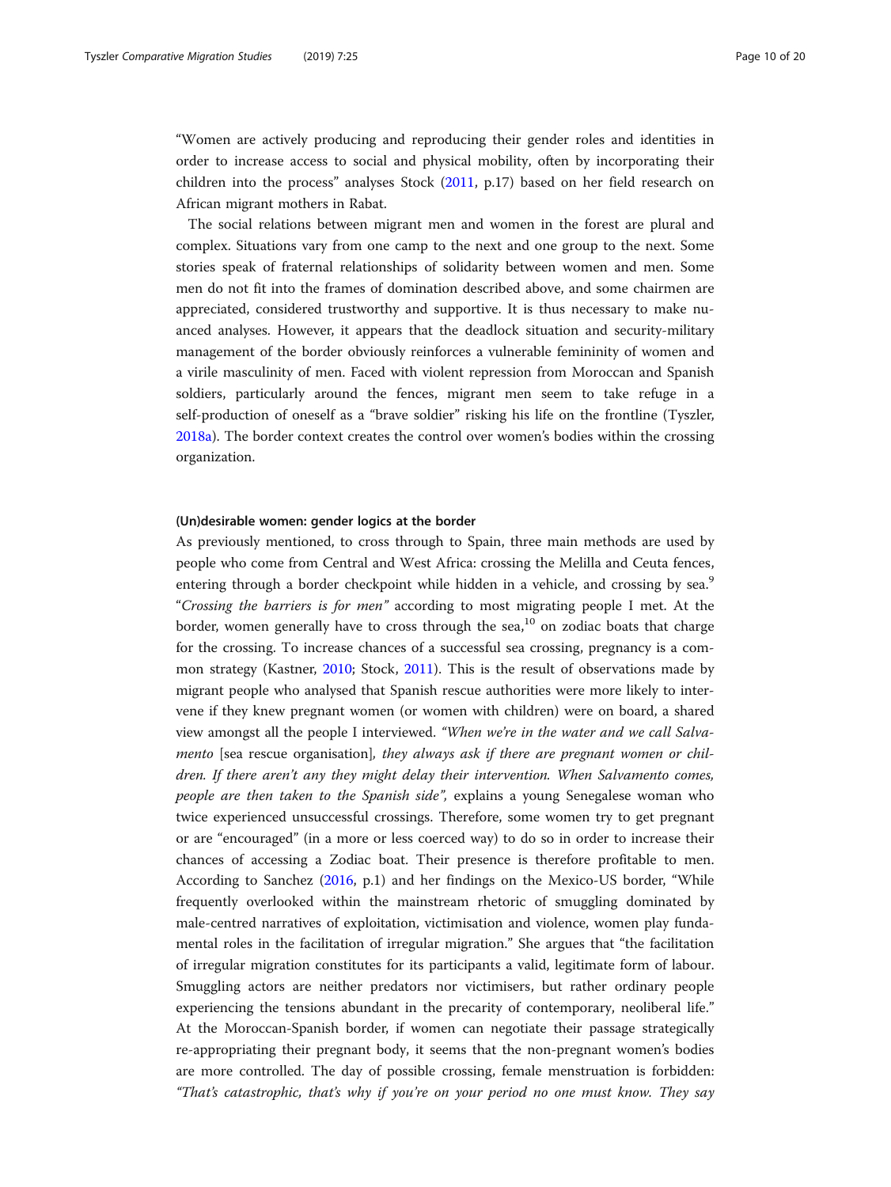"Women are actively producing and reproducing their gender roles and identities in order to increase access to social and physical mobility, often by incorporating their children into the process" analyses Stock (2011, p.17) based on her field research on African migrant mothers in Rabat.

The social relations between migrant men and women in the forest are plural and complex. Situations vary from one camp to the next and one group to the next. Some stories speak of fraternal relationships of solidarity between women and men. Some men do not fit into the frames of domination described above, and some chairmen are appreciated, considered trustworthy and supportive. It is thus necessary to make nuanced analyses. However, it appears that the deadlock situation and security-military management of the border obviously reinforces a vulnerable femininity of women and a virile masculinity of men. Faced with violent repression from Moroccan and Spanish soldiers, particularly around the fences, migrant men seem to take refuge in a self-production of oneself as a "brave soldier" risking his life on the frontline (Tyszler, 2018a). The border context creates the control over women's bodies within the crossing organization.

#### (Un)desirable women: gender logics at the border

As previously mentioned, to cross through to Spain, three main methods are used by people who come from Central and West Africa: crossing the Melilla and Ceuta fences, entering through a border checkpoint while hidden in a vehicle, and crossing by sea.[9] "*Crossing the barriers is for men*" according to most migrating people I met. At the border, women generally have to cross through the sea,[10] on zodiac boats that charge for the crossing. To increase chances of a successful sea crossing, pregnancy is a common strategy (Kastner, 2010; Stock, 2011). This is the result of observations made by migrant people who analysed that Spanish rescue authorities were more likely to intervene if they knew pregnant women (or women with children) were on board, a shared view amongst all the people I interviewed. *"When we're in the water and we call Salvamento* [sea rescue organisation]*, they always ask if there are pregnant women or children. If there aren't any they might delay their intervention. When Salvamento comes, people are then taken to the Spanish side",* explains a young Senegalese woman who twice experienced unsuccessful crossings. Therefore, some women try to get pregnant or are "encouraged" (in a more or less coerced way) to do so in order to increase their chances of accessing a Zodiac boat. Their presence is therefore profitable to men. According to Sanchez (2016, p.1) and her findings on the Mexico-US border, "While frequently overlooked within the mainstream rhetoric of smuggling dominated by male-centred narratives of exploitation, victimisation and violence, women play fundamental roles in the facilitation of irregular migration." She argues that "the facilitation of irregular migration constitutes for its participants a valid, legitimate form of labour. Smuggling actors are neither predators nor victimisers, but rather ordinary people experiencing the tensions abundant in the precarity of contemporary, neoliberal life." At the Moroccan-Spanish border, if women can negotiate their passage strategically re-appropriating their pregnant body, it seems that the non-pregnant women's bodies are more controlled. The day of possible crossing, female menstruation is forbidden: *"That's catastrophic, that's why if you're on your period no one must know. They say*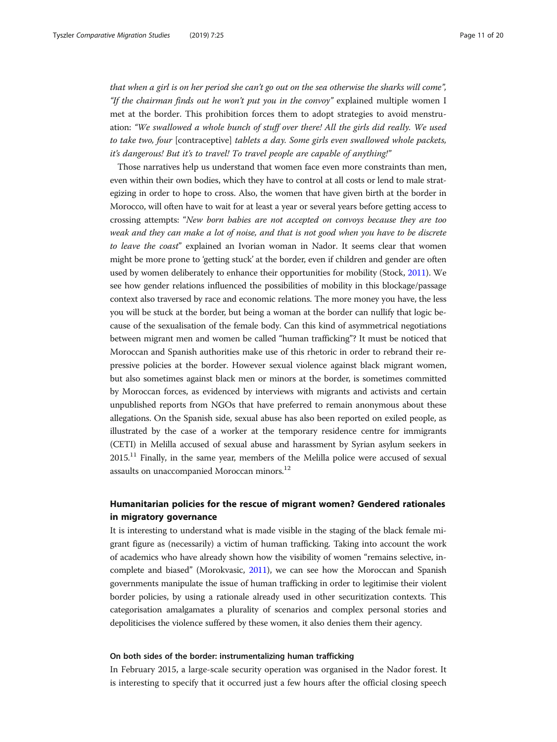*that when a girl is on her period she can't go out on the sea otherwise the sharks will come", "If the chairman finds out he won't put you in the convoy"* explained multiple women I met at the border. This prohibition forces them to adopt strategies to avoid menstruation: *"We swallowed a whole bunch of stuff over there! All the girls did really. We used to take two, four* [contraceptive] *tablets a day. Some girls even swallowed whole packets, it's dangerous! But it's to travel! To travel people are capable of anything!"*

Those narratives help us understand that women face even more constraints than men, even within their own bodies, which they have to control at all costs or lend to male strategizing in order to hope to cross. Also, the women that have given birth at the border in Morocco, will often have to wait for at least a year or several years before getting access to crossing attempts: "*New born babies are not accepted on convoys because they are too weak and they can make a lot of noise, and that is not good when you have to be discrete to leave the coast*" explained an Ivorian woman in Nador. It seems clear that women might be more prone to 'getting stuck' at the border, even if children and gender are often used by women deliberately to enhance their opportunities for mobility (Stock, 2011). We see how gender relations influenced the possibilities of mobility in this blockage/passage context also traversed by race and economic relations. The more money you have, the less you will be stuck at the border, but being a woman at the border can nullify that logic because of the sexualisation of the female body. Can this kind of asymmetrical negotiations between migrant men and women be called "human trafficking"? It must be noticed that Moroccan and Spanish authorities make use of this rhetoric in order to rebrand their repressive policies at the border. However sexual violence against black migrant women, but also sometimes against black men or minors at the border, is sometimes committed by Moroccan forces, as evidenced by interviews with migrants and activists and certain unpublished reports from NGOs that have preferred to remain anonymous about these allegations. On the Spanish side, sexual abuse has also been reported on exiled people, as illustrated by the case of a worker at the temporary residence centre for immigrants (CETI) in Melilla accused of sexual abuse and harassment by Syrian asylum seekers in 2015.[11] Finally, in the same year, members of the Melilla police were accused of sexual assaults on unaccompanied Moroccan minors.[12]

## Humanitarian policies for the rescue of migrant women? Gendered rationales in migratory governance

It is interesting to understand what is made visible in the staging of the black female migrant figure as (necessarily) a victim of human trafficking. Taking into account the work of academics who have already shown how the visibility of women "remains selective, incomplete and biased" (Morokvasic, 2011), we can see how the Moroccan and Spanish governments manipulate the issue of human trafficking in order to legitimise their violent border policies, by using a rationale already used in other securitization contexts. This categorisation amalgamates a plurality of scenarios and complex personal stories and depoliticises the violence suffered by these women, it also denies them their agency.

### On both sides of the border: instrumentalizing human trafficking

In February 2015, a large-scale security operation was organised in the Nador forest. It is interesting to specify that it occurred just a few hours after the official closing speech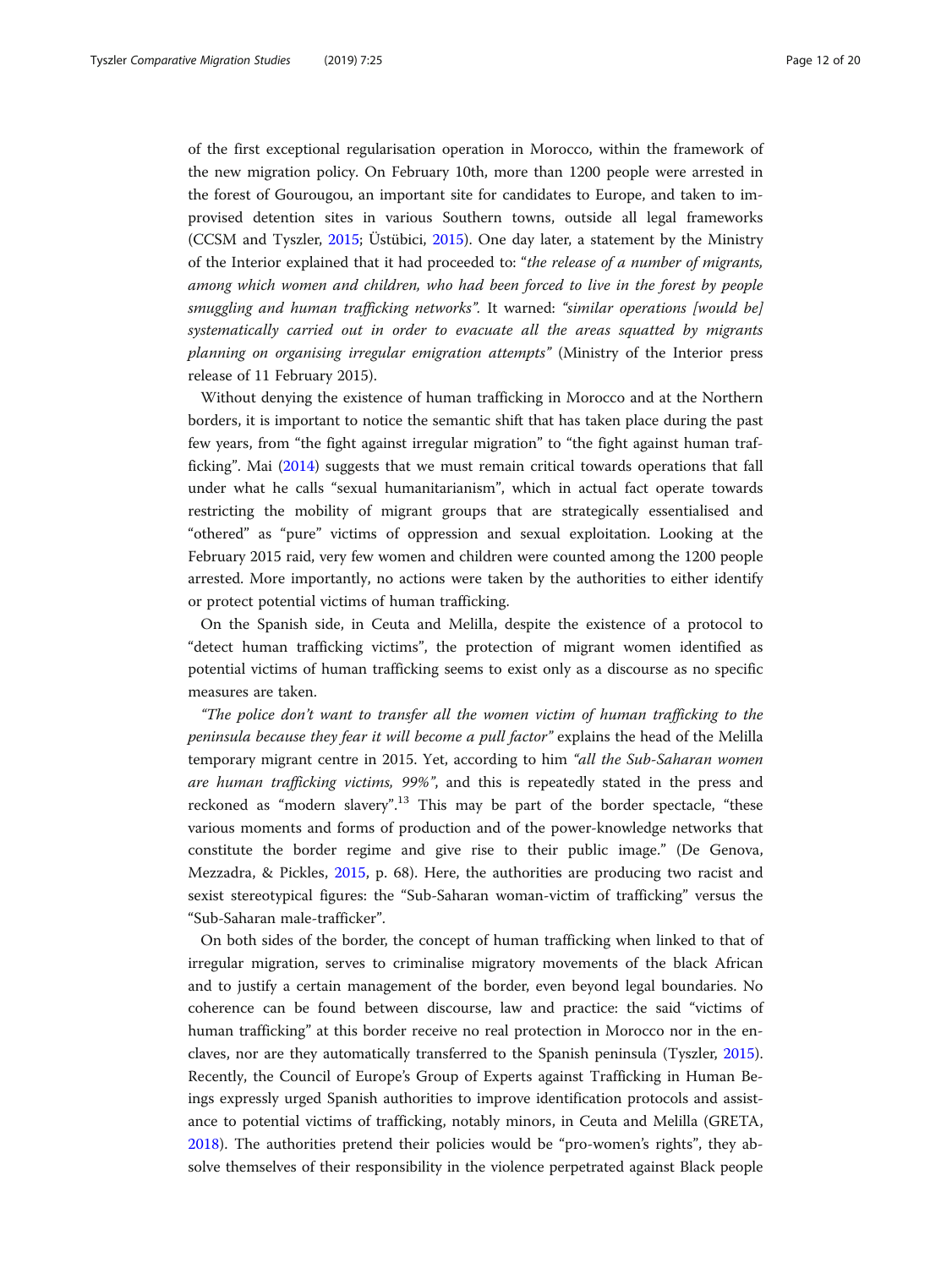of the first exceptional regularisation operation in Morocco, within the framework of the new migration policy. On February 10th, more than 1200 people were arrested in the forest of Gourougou, an important site for candidates to Europe, and taken to improvised detention sites in various Southern towns, outside all legal frameworks (CCSM and Tyszler, 2015; Üstübici, 2015). One day later, a statement by the Ministry of the Interior explained that it had proceeded to: "*the release of a number of migrants, among which women and children, who had been forced to live in the forest by people smuggling and human trafficking networks*". It warned: *"similar operations [would be] systematically carried out in order to evacuate all the areas squatted by migrants planning on organising irregular emigration attempts"* (Ministry of the Interior press release of 11 February 2015).

Without denying the existence of human trafficking in Morocco and at the Northern borders, it is important to notice the semantic shift that has taken place during the past few years, from "the fight against irregular migration" to "the fight against human trafficking". Mai (2014) suggests that we must remain critical towards operations that fall under what he calls "sexual humanitarianism", which in actual fact operate towards restricting the mobility of migrant groups that are strategically essentialised and "othered" as "pure" victims of oppression and sexual exploitation. Looking at the February 2015 raid, very few women and children were counted among the 1200 people arrested. More importantly, no actions were taken by the authorities to either identify or protect potential victims of human trafficking.

On the Spanish side, in Ceuta and Melilla, despite the existence of a protocol to "detect human trafficking victims", the protection of migrant women identified as potential victims of human trafficking seems to exist only as a discourse as no specific measures are taken.

*"The police don't want to transfer all the women victim of human trafficking to the peninsula because they fear it will become a pull factor"* explains the head of the Melilla temporary migrant centre in 2015. Yet, according to him *"all the Sub-Saharan women are human trafficking victims, 99%"*, and this is repeatedly stated in the press and reckoned as "modern slavery".[13] This may be part of the border spectacle, "these various moments and forms of production and of the power-knowledge networks that constitute the border regime and give rise to their public image." (De Genova, Mezzadra, & Pickles, 2015, p. 68). Here, the authorities are producing two racist and sexist stereotypical figures: the "Sub-Saharan woman-victim of trafficking" versus the "Sub-Saharan male-trafficker".

On both sides of the border, the concept of human trafficking when linked to that of irregular migration, serves to criminalise migratory movements of the black African and to justify a certain management of the border, even beyond legal boundaries. No coherence can be found between discourse, law and practice: the said "victims of human trafficking" at this border receive no real protection in Morocco nor in the enclaves, nor are they automatically transferred to the Spanish peninsula (Tyszler, 2015). Recently, the Council of Europe's Group of Experts against Trafficking in Human Beings expressly urged Spanish authorities to improve identification protocols and assistance to potential victims of trafficking, notably minors, in Ceuta and Melilla (GRETA, 2018). The authorities pretend their policies would be "pro-women's rights", they absolve themselves of their responsibility in the violence perpetrated against Black people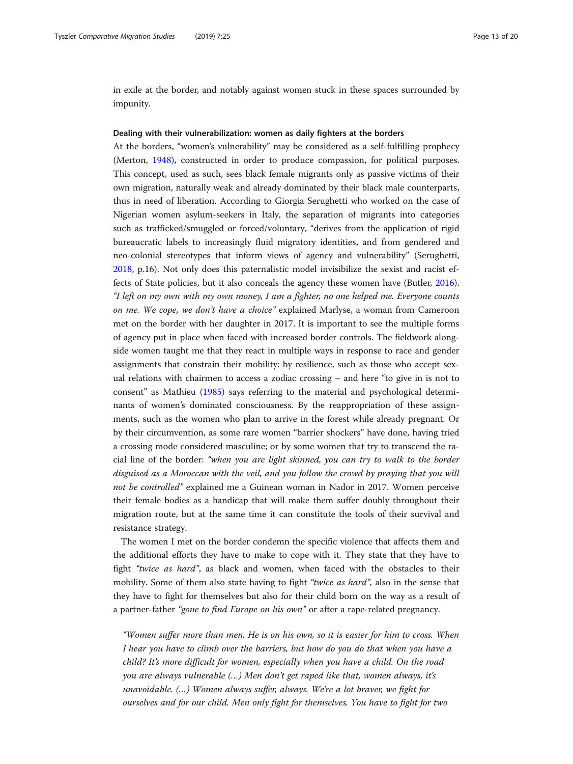in exile at the border, and notably against women stuck in these spaces surrounded by impunity.

#### Dealing with their vulnerabilization: women as daily fighters at the borders

At the borders, "women's vulnerability" may be considered as a self-fulfilling prophecy (Merton, 1948), constructed in order to produce compassion, for political purposes. This concept, used as such, sees black female migrants only as passive victims of their own migration, naturally weak and already dominated by their black male counterparts, thus in need of liberation. According to Giorgia Serughetti who worked on the case of Nigerian women asylum-seekers in Italy, the separation of migrants into categories such as trafficked/smuggled or forced/voluntary, "derives from the application of rigid bureaucratic labels to increasingly fluid migratory identities, and from gendered and neo-colonial stereotypes that inform views of agency and vulnerability" (Serughetti, 2018, p.16). Not only does this paternalistic model invisibilize the sexist and racist effects of State policies, but it also conceals the agency these women have (Butler, 2016). *"I left on my own with my own money, I am a fighter, no one helped me. Everyone counts on me. We cope, we don't have a choice"* explained Marlyse, a woman from Cameroon met on the border with her daughter in 2017. It is important to see the multiple forms of agency put in place when faced with increased border controls. The fieldwork alongside women taught me that they react in multiple ways in response to race and gender assignments that constrain their mobility: by resilience, such as those who accept sexual relations with chairmen to access a zodiac crossing – and here "to give in is not to consent" as Mathieu (1985) says referring to the material and psychological determinants of women's dominated consciousness. By the reappropriation of these assignments, such as the women who plan to arrive in the forest while already pregnant. Or by their circumvention, as some rare women "barrier shockers" have done, having tried a crossing mode considered masculine; or by some women that try to transcend the racial line of the border: *"when you are light skinned, you can try to walk to the border disguised as a Moroccan with the veil, and you follow the crowd by praying that you will not be controlled"* explained me a Guinean woman in Nador in 2017. Women perceive their female bodies as a handicap that will make them suffer doubly throughout their migration route, but at the same time it can constitute the tools of their survival and resistance strategy.

The women I met on the border condemn the specific violence that affects them and the additional efforts they have to make to cope with it. They state that they have to fight *"twice as hard"*, as black and women, when faced with the obstacles to their mobility. Some of them also state having to fight *"twice as hard"*, also in the sense that they have to fight for themselves but also for their child born on the way as a result of a partner-father *"gone to find Europe on his own"* or after a rape-related pregnancy.

> *"Women suffer more than men. He is on his own, so it is easier for him to cross. When I hear you have to climb over the barriers, but how do you do that when you have a child? It's more difficult for women, especially when you have a child. On the road you are always vulnerable (…) Men don't get raped like that, women always, it's unavoidable. (…) Women always suffer, always. We're a lot braver, we fight for ourselves and for our child. Men only fight for themselves. You have to fight for two*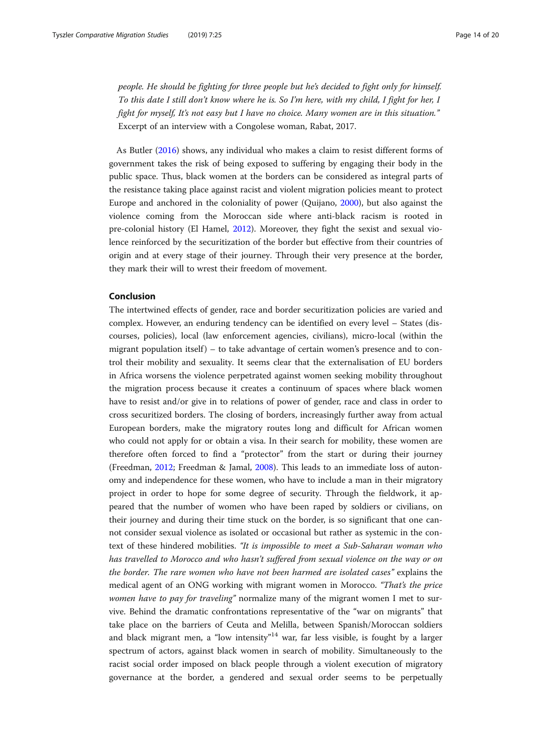*people. He should be fighting for three people but he's decided to fight only for himself. To this date I still don't know where he is. So I'm here, with my child, I fight for her, I fight for myself, It's not easy but I have no choice. Many women are in this situation."*
Excerpt of an interview with a Congolese woman, Rabat, 2017.

As Butler (2016) shows, any individual who makes a claim to resist different forms of government takes the risk of being exposed to suffering by engaging their body in the public space. Thus, black women at the borders can be considered as integral parts of the resistance taking place against racist and violent migration policies meant to protect Europe and anchored in the coloniality of power (Quijano, 2000), but also against the violence coming from the Moroccan side where anti-black racism is rooted in pre-colonial history (El Hamel, 2012). Moreover, they fight the sexist and sexual violence reinforced by the securitization of the border but effective from their countries of origin and at every stage of their journey. Through their very presence at the border, they mark their will to wrest their freedom of movement.

## Conclusion

The intertwined effects of gender, race and border securitization policies are varied and complex. However, an enduring tendency can be identified on every level – States (discourses, policies), local (law enforcement agencies, civilians), micro-local (within the migrant population itself) – to take advantage of certain women's presence and to control their mobility and sexuality. It seems clear that the externalisation of EU borders in Africa worsens the violence perpetrated against women seeking mobility throughout the migration process because it creates a continuum of spaces where black women have to resist and/or give in to relations of power of gender, race and class in order to cross securitized borders. The closing of borders, increasingly further away from actual European borders, make the migratory routes long and difficult for African women who could not apply for or obtain a visa. In their search for mobility, these women are therefore often forced to find a "protector" from the start or during their journey (Freedman, 2012; Freedman & Jamal, 2008). This leads to an immediate loss of autonomy and independence for these women, who have to include a man in their migratory project in order to hope for some degree of security. Through the fieldwork, it appeared that the number of women who have been raped by soldiers or civilians, on their journey and during their time stuck on the border, is so significant that one cannot consider sexual violence as isolated or occasional but rather as systemic in the context of these hindered mobilities. *"It is impossible to meet a Sub-Saharan woman who has travelled to Morocco and who hasn't suffered from sexual violence on the way or on the border. The rare women who have not been harmed are isolated cases"* explains the medical agent of an ONG working with migrant women in Morocco. *"That's the price women have to pay for traveling"* normalize many of the migrant women I met to survive. Behind the dramatic confrontations representative of the "war on migrants" that take place on the barriers of Ceuta and Melilla, between Spanish/Moroccan soldiers and black migrant men, a "low intensity"[14] war, far less visible, is fought by a larger spectrum of actors, against black women in search of mobility. Simultaneously to the racist social order imposed on black people through a violent execution of migratory governance at the border, a gendered and sexual order seems to be perpetually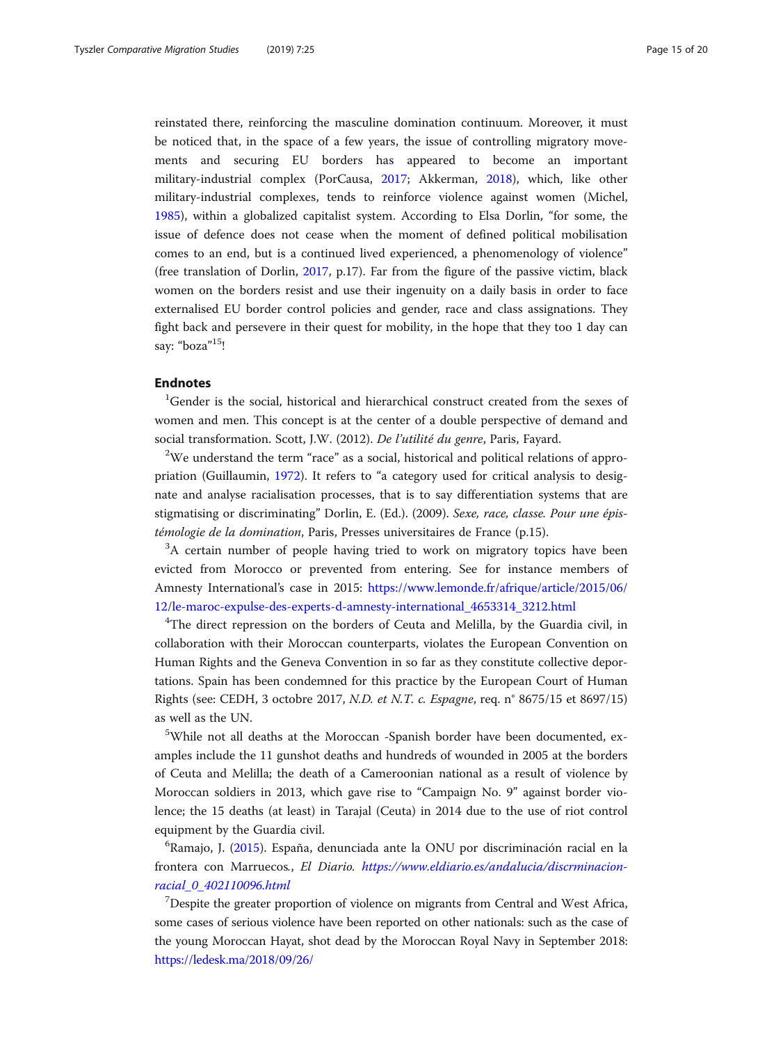reinstated there, reinforcing the masculine domination continuum. Moreover, it must be noticed that, in the space of a few years, the issue of controlling migratory movements and securing EU borders has appeared to become an important military-industrial complex (PorCausa, 2017; Akkerman, 2018), which, like other military-industrial complexes, tends to reinforce violence against women (Michel, 1985), within a globalized capitalist system. According to Elsa Dorlin, "for some, the issue of defence does not cease when the moment of defined political mobilisation comes to an end, but is a continued lived experienced, a phenomenology of violence" (free translation of Dorlin, 2017, p.17). Far from the figure of the passive victim, black women on the borders resist and use their ingenuity on a daily basis in order to face externalised EU border control policies and gender, race and class assignations. They fight back and persevere in their quest for mobility, in the hope that they too 1 day can say: "boza"[15]!

## Endnotes

[1]Gender is the social, historical and hierarchical construct created from the sexes of women and men. This concept is at the center of a double perspective of demand and social transformation. Scott, J.W. (2012). *De l'utilité du genre*, Paris, Fayard.

[2]We understand the term "race" as a social, historical and political relations of appropriation (Guillaumin, 1972). It refers to "a category used for critical analysis to designate and analyse racialisation processes, that is to say differentiation systems that are stigmatising or discriminating" Dorlin, E. (Ed.). (2009). *Sexe, race, classe. Pour une épistémologie de la domination*, Paris, Presses universitaires de France (p.15).

[3]A certain number of people having tried to work on migratory topics have been evicted from Morocco or prevented from entering. See for instance members of Amnesty International's case in 2015: https://www.lemonde.fr/afrique/article/2015/06/12/le-maroc-expulse-des-experts-d-amnesty-international_4653314_3212.html

[4]The direct repression on the borders of Ceuta and Melilla, by the Guardia civil, in collaboration with their Moroccan counterparts, violates the European Convention on Human Rights and the Geneva Convention in so far as they constitute collective deportations. Spain has been condemned for this practice by the European Court of Human Rights (see: CEDH, 3 octobre 2017, *N.D. et N.T. c. Espagne*, req. n° 8675/15 et 8697/15) as well as the UN.

[5]While not all deaths at the Moroccan -Spanish border have been documented, examples include the 11 gunshot deaths and hundreds of wounded in 2005 at the borders of Ceuta and Melilla; the death of a Cameroonian national as a result of violence by Moroccan soldiers in 2013, which gave rise to "Campaign No. 9" against border violence; the 15 deaths (at least) in Tarajal (Ceuta) in 2014 due to the use of riot control equipment by the Guardia civil.

[6]Ramajo, J. (2015). España, denunciada ante la ONU por discriminación racial en la frontera con Marruecos., *El Diario. https://www.eldiario.es/andalucia/discrminacion-racial_0_402110096.html*

[7]Despite the greater proportion of violence on migrants from Central and West Africa, some cases of serious violence have been reported on other nationals: such as the case of the young Moroccan Hayat, shot dead by the Moroccan Royal Navy in September 2018: https://ledesk.ma/2018/09/26/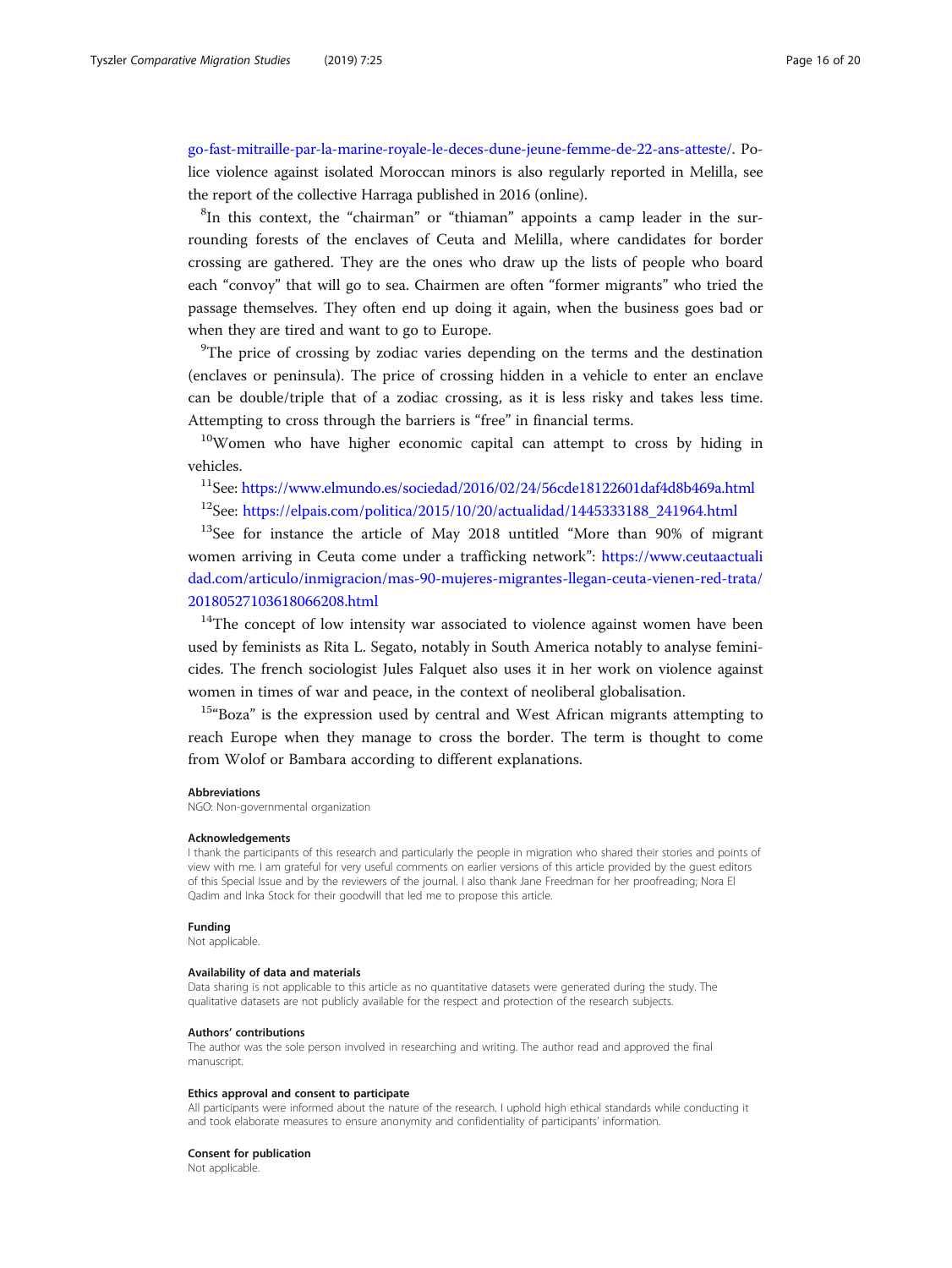go-fast-mitraille-par-la-marine-royale-le-deces-dune-jeune-femme-de-22-ans-atteste/. Police violence against isolated Moroccan minors is also regularly reported in Melilla, see the report of the collective Harraga published in 2016 (online).

[8]In this context, the "chairman" or "thiaman" appoints a camp leader in the surrounding forests of the enclaves of Ceuta and Melilla, where candidates for border crossing are gathered. They are the ones who draw up the lists of people who board each "convoy" that will go to sea. Chairmen are often "former migrants" who tried the passage themselves. They often end up doing it again, when the business goes bad or when they are tired and want to go to Europe.

[9]The price of crossing by zodiac varies depending on the terms and the destination (enclaves or peninsula). The price of crossing hidden in a vehicle to enter an enclave can be double/triple that of a zodiac crossing, as it is less risky and takes less time. Attempting to cross through the barriers is "free" in financial terms.

[10]Women who have higher economic capital can attempt to cross by hiding in vehicles.

[11]See: https://www.elmundo.es/sociedad/2016/02/24/56cde18122601daf4d8b469a.html

[12]See: https://elpais.com/politica/2015/10/20/actualidad/1445333188_241964.html

[13]See for instance the article of May 2018 untitled "More than 90% of migrant women arriving in Ceuta come under a trafficking network": https://www.ceutaactualidad.com/articulo/inmigracion/mas-90-mujeres-migrantes-llegan-ceuta-vienen-red-trata/20180527103618066208.html

[14]The concept of low intensity war associated to violence against women have been used by feminists as Rita L. Segato, notably in South America notably to analyse feminicides. The french sociologist Jules Falquet also uses it in her work on violence against women in times of war and peace, in the context of neoliberal globalisation.

[15]"Boza" is the expression used by central and West African migrants attempting to reach Europe when they manage to cross the border. The term is thought to come from Wolof or Bambara according to different explanations.

#### Abbreviations
NGO: Non-governmental organization

#### Acknowledgements
I thank the participants of this research and particularly the people in migration who shared their stories and points of view with me. I am grateful for very useful comments on earlier versions of this article provided by the guest editors of this Special Issue and by the reviewers of the journal. I also thank Jane Freedman for her proofreading; Nora El Qadim and Inka Stock for their goodwill that led me to propose this article.

#### Funding
Not applicable.

#### Availability of data and materials
Data sharing is not applicable to this article as no quantitative datasets were generated during the study. The qualitative datasets are not publicly available for the respect and protection of the research subjects.

#### Authors' contributions
The author was the sole person involved in researching and writing. The author read and approved the final manuscript.

#### Ethics approval and consent to participate
All participants were informed about the nature of the research. I uphold high ethical standards while conducting it and took elaborate measures to ensure anonymity and confidentiality of participants' information.

#### Consent for publication
Not applicable.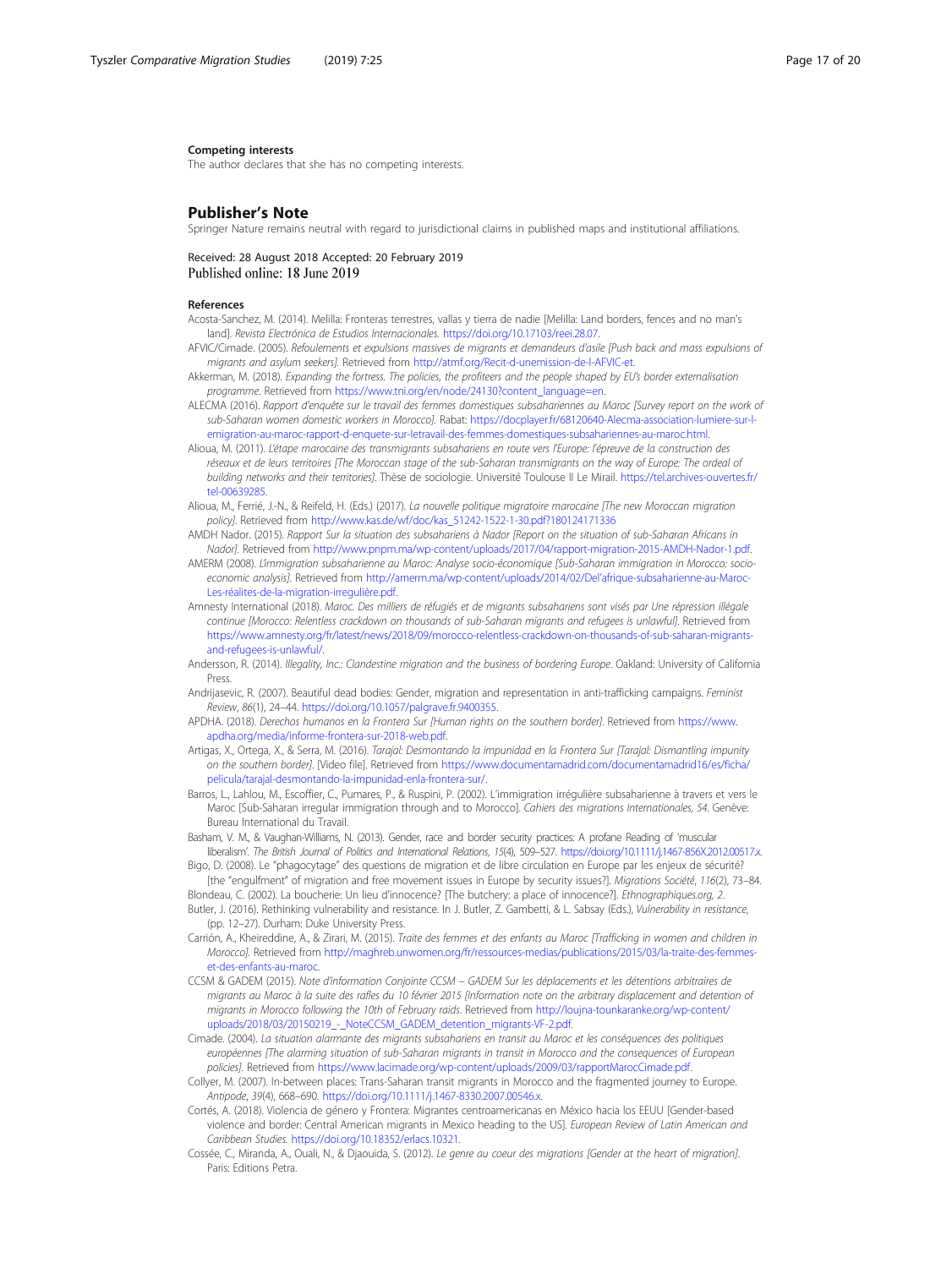#### Competing interests

The author declares that she has no competing interests.

## Publisher's Note

Springer Nature remains neutral with regard to jurisdictional claims in published maps and institutional affiliations.

Received: 28 August 2018 Accepted: 20 February 2019
Published online: 18 June 2019

#### References

Acosta-Sanchez, M. (2014). Melilla: Fronteras terrestres, vallas y tierra de nadie [Melilla: Land borders, fences and no man's land]. *Revista Electrónica de Estudios Internacionales*. https://doi.org/10.17103/reei.28.07.

AFVIC/Cimade. (2005). *Refoulements et expulsions massives de migrants et demandeurs d'asile [Push back and mass expulsions of migrants and asylum seekers]*. Retrieved from http://atmf.org/Recit-d-unemission-de-l-AFVIC-et.

Akkerman, M. (2018). *Expanding the fortress. The policies, the profiteers and the people shaped by EU's border externalisation programme*. Retrieved from https://www.tni.org/en/node/24130?content_language=en.

ALECMA (2016). *Rapport d'enquête sur le travail des femmes domestiques subsahariennes au Maroc [Survey report on the work of sub-Saharan women domestic workers in Morocco]*. Rabat: https://docplayer.fr/68120640-Alecma-association-lumiere-sur-l-emigration-au-maroc-rapport-d-enquete-sur-letravail-des-femmes-domestiques-subsahariennes-au-maroc.html.

Alioua, M. (2011). *L'étape marocaine des transmigrants subsahariens en route vers l'Europe: l'épreuve de la construction des réseaux et de leurs territoires [The Moroccan stage of the sub-Saharan transmigrants on the way of Europe: The ordeal of building networks and their territories]*. Thèse de sociologie. Université Toulouse II Le Mirail. https://tel.archives-ouvertes.fr/tel-00639285.

Alioua, M., Ferrié, J.-N., & Reifeld, H. (Eds.) (2017). *La nouvelle politique migratoire marocaine [The new Moroccan migration policy]*. Retrieved from http://www.kas.de/wf/doc/kas_51242-1522-1-30.pdf?180124171336

AMDH Nador. (2015). *Rapport Sur la situation des subsahariens à Nador [Report on the situation of sub-Saharan Africans in Nador]*. Retrieved from http://www.pnpm.ma/wp-content/uploads/2017/04/rapport-migration-2015-AMDH-Nador-1.pdf.

AMERM (2008). *L'immigration subsaharienne au Maroc: Analyse socio-économique [Sub-Saharan immigration in Morocco: socio-economic analysis]*. Retrieved from http://amerm.ma/wp-content/uploads/2014/02/Del'afrique-subsaharienne-au-Maroc-Les-réalites-de-la-migration-irregulière.pdf.

Amnesty International (2018). *Maroc. Des milliers de réfugiés et de migrants subsahariens sont visés par Une répression illégale continue [Morocco: Relentless crackdown on thousands of sub-Saharan migrants and refugees is unlawful]*. Retrieved from https://www.amnesty.org/fr/latest/news/2018/09/morocco-relentless-crackdown-on-thousands-of-sub-saharan-migrants-and-refugees-is-unlawful/.

Andersson, R. (2014). *Illegality, Inc.: Clandestine migration and the business of bordering Europe*. Oakland: University of California Press.

Andrijasevic, R. (2007). Beautiful dead bodies: Gender, migration and representation in anti-trafficking campaigns. *Feminist Review*, *86*(1), 24–44. https://doi.org/10.1057/palgrave.fr.9400355.

APDHA. (2018). *Derechos humanos en la Frontera Sur [Human rights on the southern border]*. Retrieved from https://www.apdha.org/media/informe-frontera-sur-2018-web.pdf.

Artigas, X., Ortega, X., & Serra, M. (2016). *Tarajal: Desmontando la impunidad en la Frontera Sur [Tarajal: Dismantling impunity on the southern border]*. [Video file]. Retrieved from https://www.documentamadrid.com/documentamadrid16/es/ficha/pelicula/tarajal-desmontando-la-impunidad-enla-frontera-sur/.

Barros, L., Lahlou, M., Escoffier, C., Pumares, P., & Ruspini, P. (2002). L'immigration irrégulière subsaharienne à travers et vers le Maroc [Sub-Saharan irregular immigration through and to Morocco]. *Cahiers des migrations Internationales, 54*. Genève: Bureau International du Travail.

Basham, V. M., & Vaughan-Williams, N. (2013). Gender, race and border security practices: A profane Reading of 'muscular liberalism'. *The British Journal of Politics and International Relations*, *15*(4), 509–527. https://doi.org/10.1111/j.1467-856X.2012.00517.x.

Bigo, D. (2008). Le "phagocytage" des questions de migration et de libre circulation en Europe par les enjeux de sécurité? [the "engulfment" of migration and free movement issues in Europe by security issues?]. *Migrations Société*, *116*(2), 73–84.

Blondeau, C. (2002). La boucherie: Un lieu d'innocence? [The butchery: a place of innocence?]. *Ethnographiques.org, 2*.

Butler, J. (2016). Rethinking vulnerability and resistance. In J. Butler, Z. Gambetti, & L. Sabsay (Eds.), *Vulnerability in resistance*, (pp. 12–27). Durham: Duke University Press.

Carrión, A., Kheireddine, A., & Zirari, M. (2015). *Traite des femmes et des enfants au Maroc [Trafficking in women and children in Morocco]*. Retrieved from http://maghreb.unwomen.org/fr/ressources-medias/publications/2015/03/la-traite-des-femmes-et-des-enfants-au-maroc.

CCSM & GADEM (2015). *Note d'information Conjointe CCSM – GADEM Sur les déplacements et les détentions arbitraires de migrants au Maroc à la suite des rafles du 10 février 2015 [Information note on the arbitrary displacement and detention of migrants in Morocco following the 10th of February raids*. Retrieved from http://loujna-tounkaranke.org/wp-content/uploads/2018/03/20150219_-_NoteCCSM_GADEM_detention_migrants-VF-2.pdf.

Cimade. (2004). *La situation alarmante des migrants subsahariens en transit au Maroc et les conséquences des politiques européennes [The alarming situation of sub-Saharan migrants in transit in Morocco and the consequences of European policies]*. Retrieved from https://www.lacimade.org/wp-content/uploads/2009/03/rapportMarocCimade.pdf.

Collyer, M. (2007). In-between places: Trans-Saharan transit migrants in Morocco and the fragmented journey to Europe. *Antipode*, *39*(4), 668–690. https://doi.org/10.1111/j.1467-8330.2007.00546.x.

Cortés, A. (2018). Violencia de género y Frontera: Migrantes centroamericanas en México hacia los EEUU [Gender-based violence and border: Central American migrants in Mexico heading to the US]. *European Review of Latin American and Caribbean Studies*. https://doi.org/10.18352/erlacs.10321.

Cossée, C., Miranda, A., Ouali, N., & Djaouida, S. (2012). *Le genre au coeur des migrations [Gender at the heart of migration]*. Paris: Editions Petra.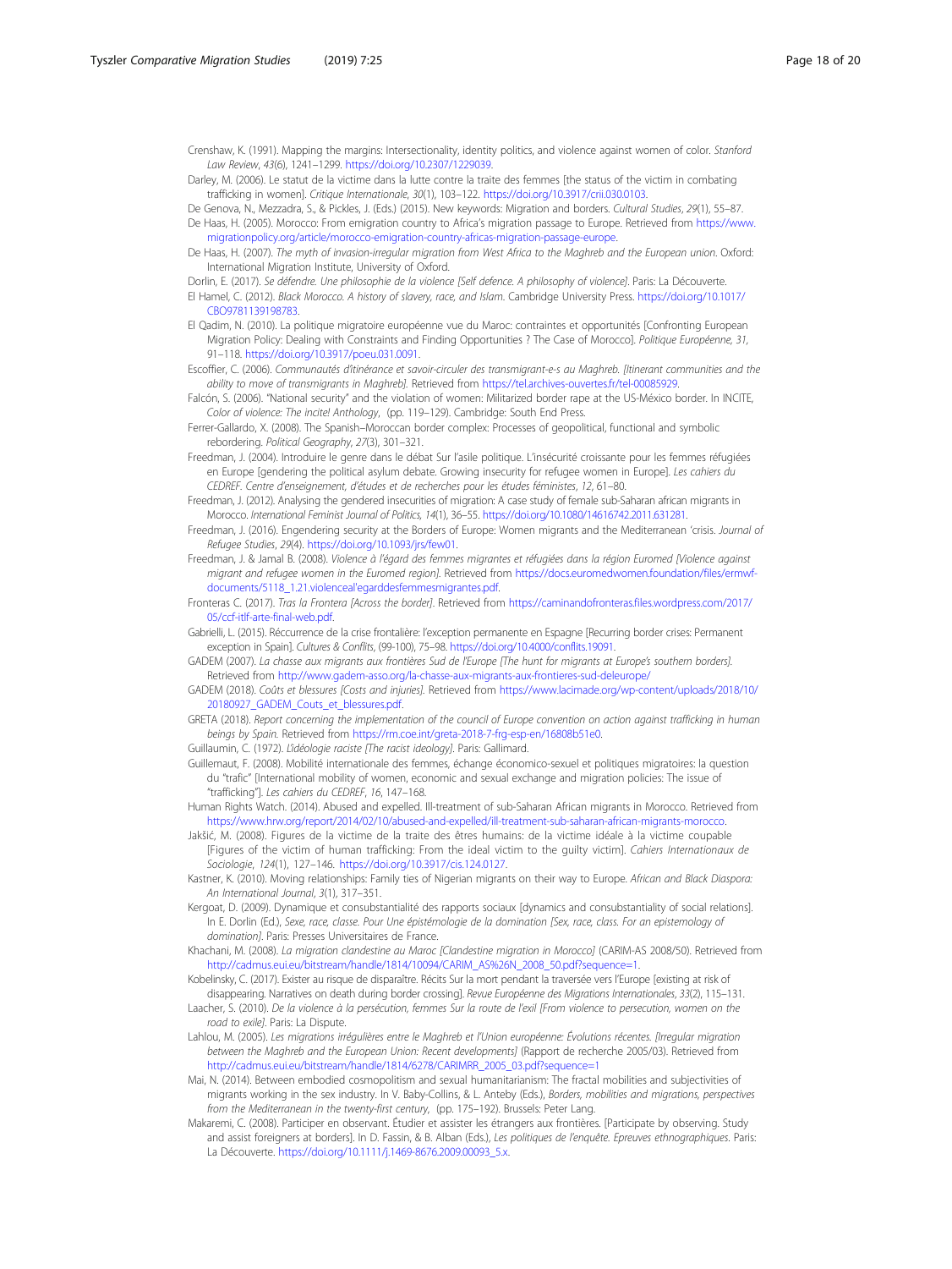Crenshaw, K. (1991). Mapping the margins: Intersectionality, identity politics, and violence against women of color. *Stanford Law Review*, *43*(6), 1241–1299. https://doi.org/10.2307/1229039.

Darley, M. (2006). Le statut de la victime dans la lutte contre la traite des femmes [the status of the victim in combating trafficking in women]. *Critique Internationale*, *30*(1), 103–122. https://doi.org/10.3917/crii.030.0103.

De Genova, N., Mezzadra, S., & Pickles, J. (Eds.) (2015). New keywords: Migration and borders. *Cultural Studies*, *29*(1), 55–87.

De Haas, H. (2005). Morocco: From emigration country to Africa's migration passage to Europe. Retrieved from https://www.migrationpolicy.org/article/morocco-emigration-country-africas-migration-passage-europe.

De Haas, H. (2007). *The myth of invasion-irregular migration from West Africa to the Maghreb and the European union*. Oxford: International Migration Institute, University of Oxford.

Dorlin, E. (2017). *Se défendre. Une philosophie de la violence [Self defence. A philosophy of violence]*. Paris: La Découverte.

El Hamel, C. (2012). *Black Morocco. A history of slavery, race, and Islam*. Cambridge University Press. https://doi.org/10.1017/CBO9781139198783.

El Qadim, N. (2010). La politique migratoire européenne vue du Maroc: contraintes et opportunités [Confronting European Migration Policy: Dealing with Constraints and Finding Opportunities ? The Case of Morocco]. *Politique Européenne*, *31*, 91–118. https://doi.org/10.3917/poeu.031.0091.

Escoffier, C. (2006). *Communautés d'itinérance et savoir-circuler des transmigrant-e-s au Maghreb. [Itinerant communities and the ability to move of transmigrants in Maghreb]*. Retrieved from https://tel.archives-ouvertes.fr/tel-00085929.

Falcón, S. (2006). "National security" and the violation of women: Militarized border rape at the US-México border. In INCITE, *Color of violence: The incite! Anthology*, (pp. 119–129). Cambridge: South End Press.

Ferrer-Gallardo, X. (2008). The Spanish–Moroccan border complex: Processes of geopolitical, functional and symbolic rebordering. *Political Geography*, *27*(3), 301–321.

Freedman, J. (2004). Introduire le genre dans le débat Sur l'asile politique. L'insécurité croissante pour les femmes réfugiées en Europe [gendering the political asylum debate. Growing insecurity for refugee women in Europe]. *Les cahiers du CEDREF. Centre d'enseignement, d'études et de recherches pour les études féministes*, *12*, 61–80.

Freedman, J. (2012). Analysing the gendered insecurities of migration: A case study of female sub-Saharan african migrants in Morocco. *International Feminist Journal of Politics*, *14*(1), 36–55. https://doi.org/10.1080/14616742.2011.631281.

Freedman, J. (2016). Engendering security at the Borders of Europe: Women migrants and the Mediterranean 'crisis. *Journal of Refugee Studies*, *29*(4). https://doi.org/10.1093/jrs/few01.

Freedman, J. & Jamal B. (2008). *Violence à l'égard des femmes migrantes et réfugiées dans la région Euromed [Violence against migrant and refugee women in the Euromed region]*. Retrieved from https://docs.euromedwomen.foundation/files/ermwf-documents/5118_1.21.violenceal'egarddesfemmesmigrantes.pdf.

Fronteras C. (2017). *Tras la Frontera [Across the border]*. Retrieved from https://caminandofronteras.files.wordpress.com/2017/05/ccf-itlf-arte-final-web.pdf.

Gabrielli, L. (2015). Récurrence de la crise frontalière: l'exception permanente en Espagne [Recurring border crises: Permanent exception in Spain]. *Cultures & Conflits*, (99-100), 75–98. https://doi.org/10.4000/conflits.19091.

GADEM (2007). *La chasse aux migrants aux frontières Sud de l'Europe [The hunt for migrants at Europe's southern borders]*. Retrieved from http://www.gadem-asso.org/la-chasse-aux-migrants-aux-frontieres-sud-deleurope/

GADEM (2018). *Coûts et blessures [Costs and injuries]*. Retrieved from https://www.lacimade.org/wp-content/uploads/2018/10/20180927_GADEM_Couts_et_blessures.pdf.

GRETA (2018). *Report concerning the implementation of the council of Europe convention on action against trafficking in human beings by Spain*. Retrieved from https://rm.coe.int/greta-2018-7-frg-esp-en/16808b51e0.

Guillaumin, C. (1972). *L'idéologie raciste [The racist ideology]*. Paris: Gallimard.

Guillemaut, F. (2008). Mobilité internationale des femmes, échange économico-sexuel et politiques migratoires: la question du "trafic" [International mobility of women, economic and sexual exchange and migration policies: The issue of "trafficking"]. *Les cahiers du CEDREF*, *16*, 147–168.

Human Rights Watch. (2014). Abused and expelled. Ill-treatment of sub-Saharan African migrants in Morocco. Retrieved from https://www.hrw.org/report/2014/02/10/abused-and-expelled/ill-treatment-sub-saharan-african-migrants-morocco.

Jakšić, M. (2008). Figures de la victime de la traite des êtres humains: de la victime idéale à la victime coupable [Figures of the victim of human trafficking: From the ideal victim to the guilty victim]. *Cahiers Internationaux de Sociologie*, *124*(1), 127–146. https://doi.org/10.3917/cis.124.0127.

Kastner, K. (2010). Moving relationships: Family ties of Nigerian migrants on their way to Europe. *African and Black Diaspora: An International Journal*, *3*(1), 317–351.

Kergoat, D. (2009). Dynamique et consubstantialité des rapports sociaux [dynamics and consubstantiality of social relations]. In E. Dorlin (Ed.), *Sexe, race, classe. Pour Une épistémologie de la domination [Sex, race, class. For an epistemology of domination]*. Paris: Presses Universitaires de France.

Khachani, M. (2008). *La migration clandestine au Maroc [Clandestine migration in Morocco]* (CARIM-AS 2008/50). Retrieved from http://cadmus.eui.eu/bitstream/handle/1814/10094/CARIM_AS%26N_2008_50.pdf?sequence=1.

Kobelinsky, C. (2017). Exister au risque de disparaître. Récits Sur la mort pendant la traversée vers l'Europe [existing at risk of disappearing. Narratives on death during border crossing]. *Revue Européenne des Migrations Internationales*, *33*(2), 115–131.

Laacher, S. (2010). *De la violence à la persécution, femmes Sur la route de l'exil [From violence to persecution, women on the road to exile]*. Paris: La Dispute.

Lahlou, M. (2005). *Les migrations irrégulières entre le Maghreb et l'Union européenne: Évolutions récentes. [Irregular migration between the Maghreb and the European Union: Recent developments]* (Rapport de recherche 2005/03). Retrieved from http://cadmus.eui.eu/bitstream/handle/1814/6278/CARIMRR_2005_03.pdf?sequence=1

Mai, N. (2014). Between embodied cosmopolitism and sexual humanitarianism: The fractal mobilities and subjectivities of migrants working in the sex industry. In V. Baby-Collins, & L. Anteby (Eds.), *Borders, mobilities and migrations, perspectives from the Mediterranean in the twenty-first century*, (pp. 175–192). Brussels: Peter Lang.

Makaremi, C. (2008). Participer en observant. Étudier et assister les étrangers aux frontières. [Participate by observing. Study and assist foreigners at borders]. In D. Fassin, & B. Alban (Eds.), *Les politiques de l'enquête. Epreuves ethnographiques*. Paris: La Découverte. https://doi.org/10.1111/j.1469-8676.2009.00093_5.x.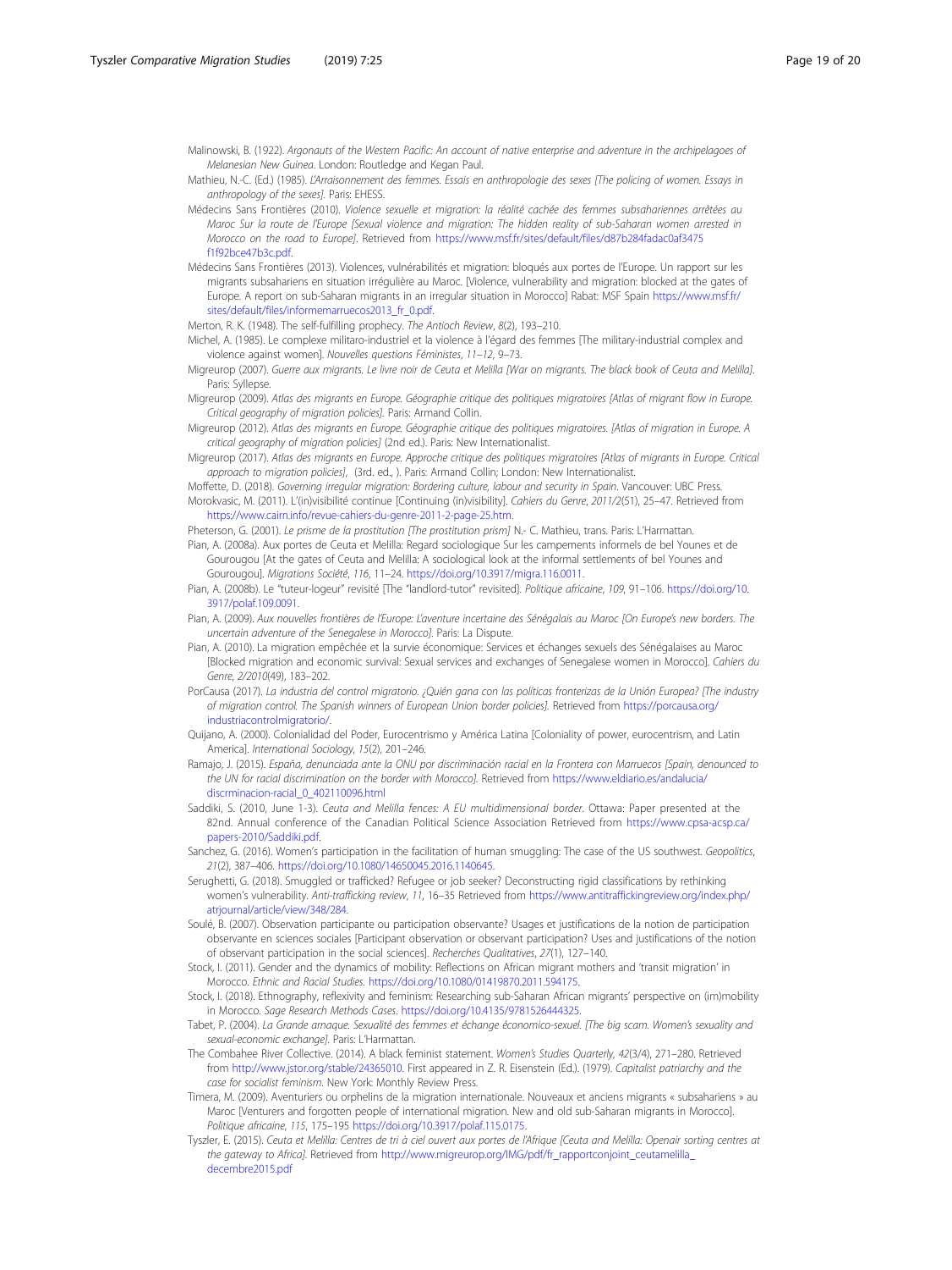Malinowski, B. (1922). *Argonauts of the Western Pacific: An account of native enterprise and adventure in the archipelagoes of Melanesian New Guinea*. London: Routledge and Kegan Paul.

Mathieu, N.-C. (Ed.) (1985). *L'Arraisonnement des femmes. Essais en anthropologie des sexes [The policing of women. Essays in anthropology of the sexes]*. Paris: EHESS.

Médecins Sans Frontières (2010). *Violence sexuelle et migration: la réalité cachée des femmes subsahariennes arrêtées au Maroc Sur la route de l'Europe [Sexual violence and migration: The hidden reality of sub-Saharan women arrested in Morocco on the road to Europe]*. Retrieved from https://www.msf.fr/sites/default/files/d87b284fadac0af3475f1f92bce47b3c.pdf.

Médecins Sans Frontières (2013). Violences, vulnérabilités et migration: bloqués aux portes de l'Europe. Un rapport sur les migrants subsahariens en situation irrégulière au Maroc. [Violence, vulnerability and migration: blocked at the gates of Europe. A report on sub-Saharan migrants in an irregular situation in Morocco] Rabat: MSF Spain https://www.msf.fr/sites/default/files/informemarruecos2013_fr_0.pdf.

Merton, R. K. (1948). The self-fulfilling prophecy. *The Antioch Review*, *8*(2), 193–210.

Michel, A. (1985). Le complexe militaro-industriel et la violence à l'égard des femmes [The military-industrial complex and violence against women]. *Nouvelles questions Féministes*, *11–12*, 9–73.

Migreurop (2007). *Guerre aux migrants. Le livre noir de Ceuta et Melilla [War on migrants. The black book of Ceuta and Melilla]*. Paris: Syllepse.

Migreurop (2009). *Atlas des migrants en Europe. Géographie critique des politiques migratoires [Atlas of migrant flow in Europe. Critical geography of migration policies]*. Paris: Armand Collin.

Migreurop (2012). *Atlas des migrants en Europe. Géographie critique des politiques migratoires. [Atlas of migration in Europe. A critical geography of migration policies]* (2nd ed.). Paris: New Internationalist.

Migreurop (2017). *Atlas des migrants en Europe. Approche critique des politiques migratoires [Atlas of migrants in Europe. Critical approach to migration policies]*, (3rd. ed., ). Paris: Armand Collin; London: New Internationalist.

Moffette, D. (2018). *Governing irregular migration: Bordering culture, labour and security in Spain*. Vancouver: UBC Press.

Morokvasic, M. (2011). L'(in)visibilité continue [Continuing (in)visibility]. *Cahiers du Genre*, *2011/2*(51), 25–47. Retrieved from https://www.cairn.info/revue-cahiers-du-genre-2011-2-page-25.htm.

Pheterson, G. (2001). *Le prisme de la prostitution [The prostitution prism]* N.- C. Mathieu, trans. Paris: L'Harmattan.

Pian, A. (2008a). Aux portes de Ceuta et Melilla: Regard sociologique Sur les campements informels de bel Younes et de Gourougou [At the gates of Ceuta and Melilla: A sociological look at the informal settlements of bel Younes and Gourougou]. *Migrations Société*, *116*, 11–24. https://doi.org/10.3917/migra.116.0011.

Pian, A. (2008b). Le "tuteur-logeur" revisité [The "landlord-tutor" revisited]. *Politique africaine*, *109*, 91–106. https://doi.org/10.3917/polaf.109.0091.

Pian, A. (2009). *Aux nouvelles frontières de l'Europe: L'aventure incertaine des Sénégalais au Maroc [On Europe's new borders. The uncertain adventure of the Senegalese in Morocco]*. Paris: La Dispute.

Pian, A. (2010). La migration empêchée et la survie économique: Services et échanges sexuels des Sénégalaises au Maroc [Blocked migration and economic survival: Sexual services and exchanges of Senegalese women in Morocco]. *Cahiers du Genre*, *2/2010*(49), 183–202.

PorCausa (2017). *La industria del control migratorio. ¿Quién gana con las políticas fronterizas de la Unión Europea? [The industry of migration control. The Spanish winners of European Union border policies]*. Retrieved from https://porcausa.org/industriacontrolmigratorio/.

Quijano, A. (2000). Colonialidad del Poder, Eurocentrismo y América Latina [Coloniality of power, eurocentrism, and Latin America]. *International Sociology*, *15*(2), 201–246.

Ramajo, J. (2015). *España, denunciada ante la ONU por discriminación racial en la Frontera con Marruecos [Spain, denounced to the UN for racial discrimination on the border with Morocco]*. Retrieved from https://www.eldiario.es/andalucia/discrminacion-racial_0_402110096.html

Saddiki, S. (2010, June 1-3). *Ceuta and Melilla fences: A EU multidimensional border*. Ottawa: Paper presented at the 82nd. Annual conference of the Canadian Political Science Association Retrieved from https://www.cpsa-acsp.ca/papers-2010/Saddiki.pdf.

Sanchez, G. (2016). Women's participation in the facilitation of human smuggling: The case of the US southwest. *Geopolitics*, *21*(2), 387–406. https://doi.org/10.1080/14650045.2016.1140645.

Serughetti, G. (2018). Smuggled or trafficked? Refugee or job seeker? Deconstructing rigid classifications by rethinking women's vulnerability. *Anti-trafficking review*, *11*, 16–35 Retrieved from https://www.antitraffickingreview.org/index.php/atrjournal/article/view/348/284.

Soulé, B. (2007). Observation participante ou participation observante? Usages et justifications de la notion de participation observante en sciences sociales [Participant observation or observant participation? Uses and justifications of the notion of observant participation in the social sciences]. *Recherches Qualitatives*, *27*(1), 127–140.

Stock, I. (2011). Gender and the dynamics of mobility: Reflections on African migrant mothers and 'transit migration' in Morocco. *Ethnic and Racial Studies*. https://doi.org/10.1080/01419870.2011.594175.

Stock, I. (2018). Ethnography, reflexivity and feminism: Researching sub-Saharan African migrants' perspective on (im)mobility in Morocco. *Sage Research Methods Cases*. https://doi.org/10.4135/9781526444325.

Tabet, P. (2004). *La Grande arnaque. Sexualité des femmes et échange économico-sexuel. [The big scam. Women's sexuality and sexual-economic exchange]*. Paris: L'Harmattan.

The Combahee River Collective. (2014). A black feminist statement. *Women's Studies Quarterly*, *42*(3/4), 271–280. Retrieved from http://www.jstor.org/stable/24365010. First appeared in Z. R. Eisenstein (Ed.). (1979). *Capitalist patriarchy and the case for socialist feminism*. New York: Monthly Review Press.

Timera, M. (2009). Aventuriers ou orphelins de la migration internationale. Nouveaux et anciens migrants « subsahariens » au Maroc [Venturers and forgotten people of international migration. New and old sub-Saharan migrants in Morocco]. *Politique africaine*, *115*, 175–195 https://doi.org/10.3917/polaf.115.0175.

Tyszler, E. (2015). *Ceuta et Melilla: Centres de tri à ciel ouvert aux portes de l'Afrique [Ceuta and Melilla: Openair sorting centres at the gateway to Africa]*. Retrieved from http://www.migreurop.org/IMG/pdf/fr_rapportconjoint_ceutamelilla_decembre2015.pdf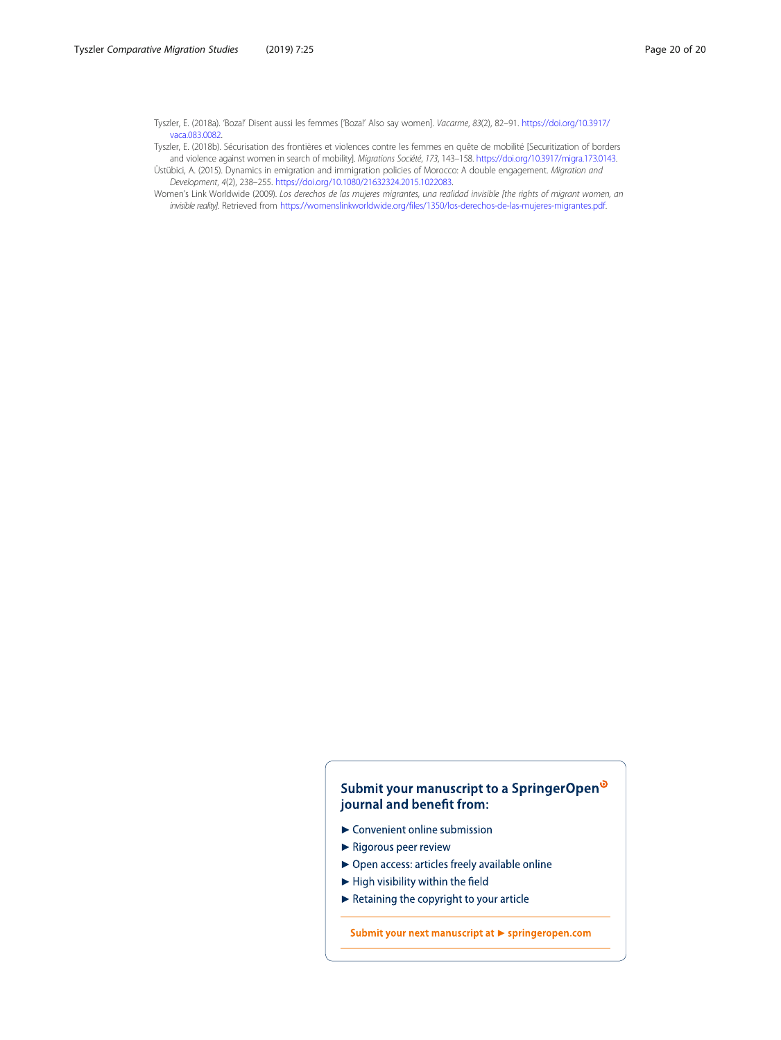Tyszler, E. (2018a). 'Boza!' Disent aussi les femmes ['Boza!' Also say women]. *Vacarme*, *83*(2), 82–91. https://doi.org/10.3917/vaca.083.0082.

Tyszler, E. (2018b). Sécurisation des frontières et violences contre les femmes en quête de mobilité [Securitization of borders and violence against women in search of mobility]. *Migrations Société*, *173*, 143–158. https://doi.org/10.3917/migra.173.0143.

Üstübici, A. (2015). Dynamics in emigration and immigration policies of Morocco: A double engagement. *Migration and Development*, *4*(2), 238–255. https://doi.org/10.1080/21632324.2015.1022083.

Women's Link Worldwide (2009). *Los derechos de las mujeres migrantes, una realidad invisible [the rights of migrant women, an invisible reality]*. Retrieved from https://womenslinkworldwide.org/files/1350/los-derechos-de-las-mujeres-migrantes.pdf.

**Submit your manuscript to a SpringerOpen journal and benefit from:**

- ► Convenient online submission
- ► Rigorous peer review
- ► Open access: articles freely available online
- ► High visibility within the field
- ► Retaining the copyright to your article

**Submit your next manuscript at ► springeropen.com**